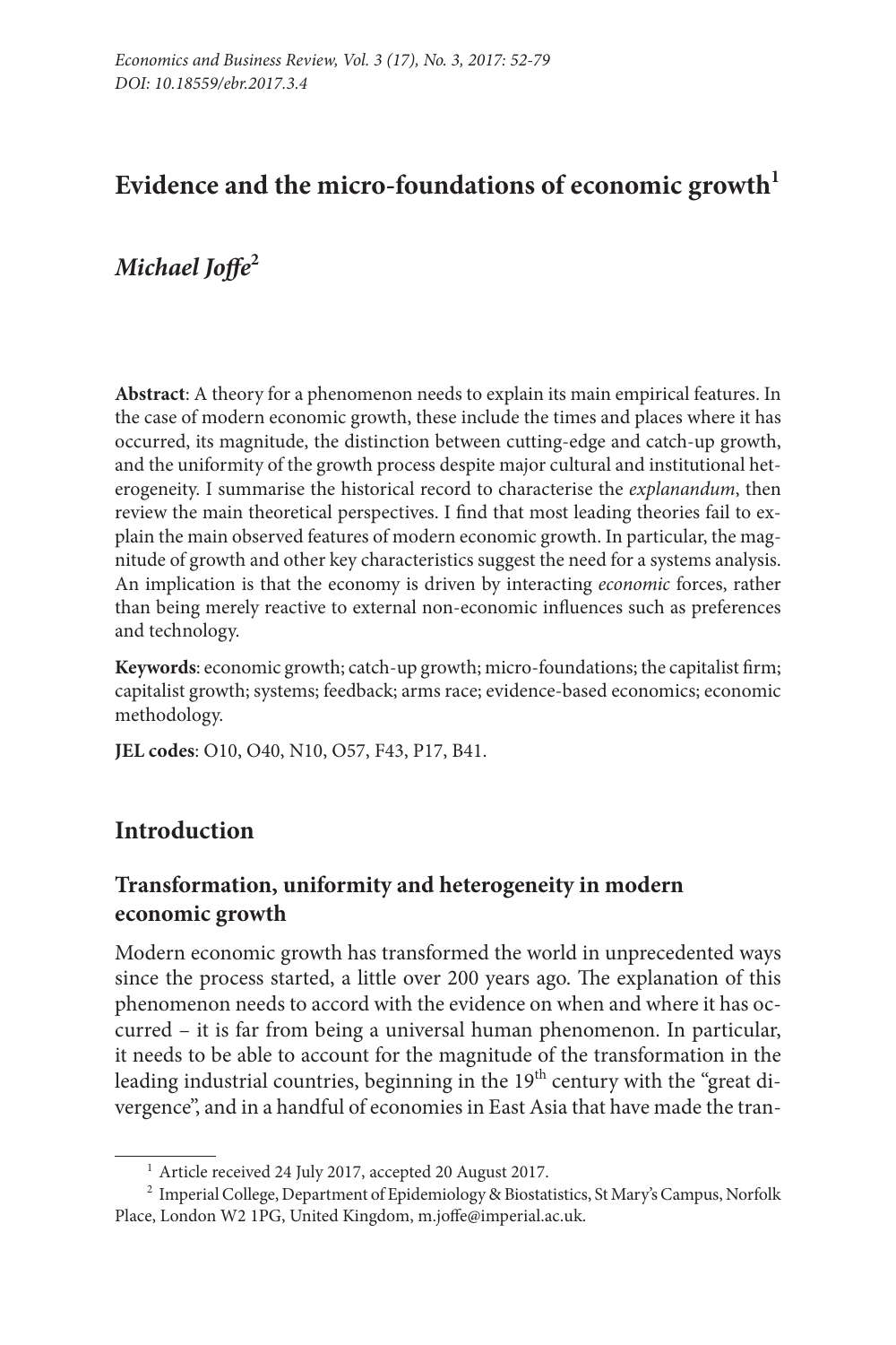# Evidence and the micro-foundations of economic growth[1]

## *Michael Joffe*[2]

**Abstract**: A theory for a phenomenon needs to explain its main empirical features. In the case of modern economic growth, these include the times and places where it has occurred, its magnitude, the distinction between cutting-edge and catch-up growth, and the uniformity of the growth process despite major cultural and institutional heterogeneity. I summarise the historical record to characterise the *explanandum*, then review the main theoretical perspectives. I find that most leading theories fail to explain the main observed features of modern economic growth. In particular, the magnitude of growth and other key characteristics suggest the need for a systems analysis. An implication is that the economy is driven by interacting *economic* forces, rather than being merely reactive to external non-economic influences such as preferences and technology.

**Keywords**: economic growth; catch-up growth; micro-foundations; the capitalist firm; capitalist growth; systems; feedback; arms race; evidence-based economics; economic methodology.

**JEL codes**: O10, O40, N10, O57, F43, P17, B41.

## Introduction

### Transformation, uniformity and heterogeneity in modern economic growth

Modern economic growth has transformed the world in unprecedented ways since the process started, a little over 200 years ago. The explanation of this phenomenon needs to accord with the evidence on when and where it has occurred – it is far from being a universal human phenomenon. In particular, it needs to be able to account for the magnitude of the transformation in the leading industrial countries, beginning in the 19th century with the "great divergence", and in a handful of economies in East Asia that have made the tran-

[1] Article received 24 July 2017, accepted 20 August 2017.

[2] Imperial College, Department of Epidemiology & Biostatistics, St Mary's Campus, Norfolk Place, London W2 1PG, United Kingdom, m.joffe@imperial.ac.uk.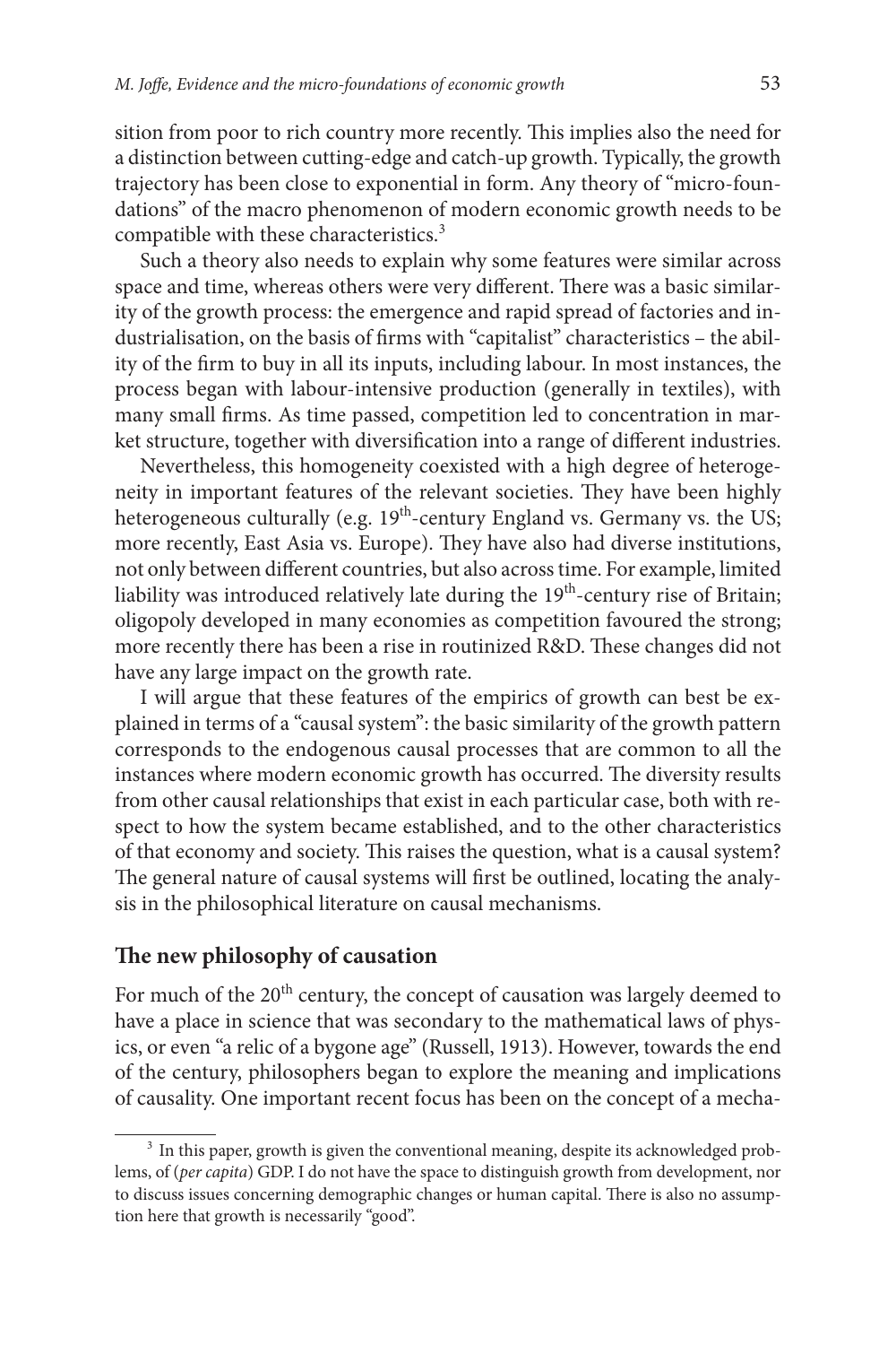sition from poor to rich country more recently. This implies also the need for a distinction between cutting-edge and catch-up growth. Typically, the growth trajectory has been close to exponential in form. Any theory of "micro-foundations" of the macro phenomenon of modern economic growth needs to be compatible with these characteristics.[3]

Such a theory also needs to explain why some features were similar across space and time, whereas others were very different. There was a basic similarity of the growth process: the emergence and rapid spread of factories and industrialisation, on the basis of firms with "capitalist" characteristics – the ability of the firm to buy in all its inputs, including labour. In most instances, the process began with labour-intensive production (generally in textiles), with many small firms. As time passed, competition led to concentration in market structure, together with diversification into a range of different industries.

Nevertheless, this homogeneity coexisted with a high degree of heterogeneity in important features of the relevant societies. They have been highly heterogeneous culturally (e.g. 19th-century England vs. Germany vs. the US; more recently, East Asia vs. Europe). They have also had diverse institutions, not only between different countries, but also across time. For example, limited liability was introduced relatively late during the 19th-century rise of Britain; oligopoly developed in many economies as competition favoured the strong; more recently there has been a rise in routinized R&D. These changes did not have any large impact on the growth rate.

I will argue that these features of the empirics of growth can best be explained in terms of a "causal system": the basic similarity of the growth pattern corresponds to the endogenous causal processes that are common to all the instances where modern economic growth has occurred. The diversity results from other causal relationships that exist in each particular case, both with respect to how the system became established, and to the other characteristics of that economy and society. This raises the question, what is a causal system? The general nature of causal systems will first be outlined, locating the analysis in the philosophical literature on causal mechanisms.

## The new philosophy of causation

For much of the 20th century, the concept of causation was largely deemed to have a place in science that was secondary to the mathematical laws of physics, or even "a relic of a bygone age" (Russell, 1913). However, towards the end of the century, philosophers began to explore the meaning and implications of causality. One important recent focus has been on the concept of a mecha-

---

[3] In this paper, growth is given the conventional meaning, despite its acknowledged problems, of (*per capita*) GDP. I do not have the space to distinguish growth from development, nor to discuss issues concerning demographic changes or human capital. There is also no assumption here that growth is necessarily "good".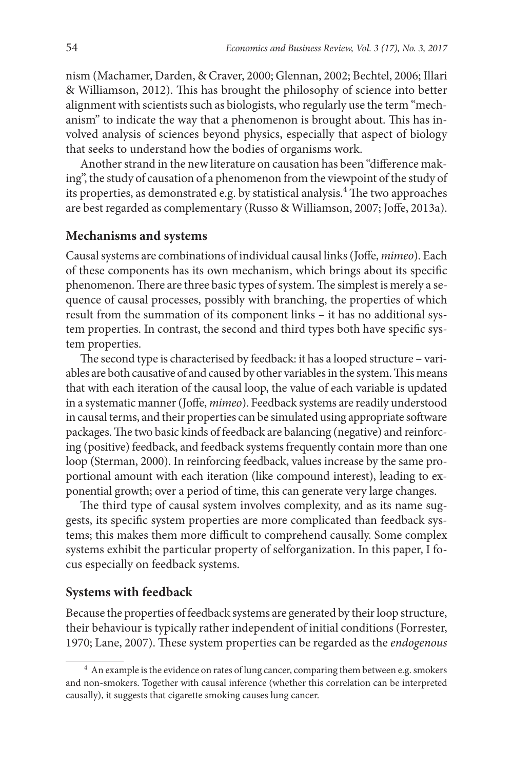nism (Machamer, Darden, & Craver, 2000; Glennan, 2002; Bechtel, 2006; Illari & Williamson, 2012). This has brought the philosophy of science into better alignment with scientists such as biologists, who regularly use the term "mechanism" to indicate the way that a phenomenon is brought about. This has involved analysis of sciences beyond physics, especially that aspect of biology that seeks to understand how the bodies of organisms work.

Another strand in the new literature on causation has been "difference making", the study of causation of a phenomenon from the viewpoint of the study of its properties, as demonstrated e.g. by statistical analysis.[4] The two approaches are best regarded as complementary (Russo & Williamson, 2007; Joffe, 2013a).

## Mechanisms and systems

Causal systems are combinations of individual causal links (Joffe, *mimeo*). Each of these components has its own mechanism, which brings about its specific phenomenon. There are three basic types of system. The simplest is merely a sequence of causal processes, possibly with branching, the properties of which result from the summation of its component links – it has no additional system properties. In contrast, the second and third types both have specific system properties.

The second type is characterised by feedback: it has a looped structure – variables are both causative of and caused by other variables in the system. This means that with each iteration of the causal loop, the value of each variable is updated in a systematic manner (Joffe, *mimeo*). Feedback systems are readily understood in causal terms, and their properties can be simulated using appropriate software packages. The two basic kinds of feedback are balancing (negative) and reinforcing (positive) feedback, and feedback systems frequently contain more than one loop (Sterman, 2000). In reinforcing feedback, values increase by the same proportional amount with each iteration (like compound interest), leading to exponential growth; over a period of time, this can generate very large changes.

The third type of causal system involves complexity, and as its name suggests, its specific system properties are more complicated than feedback systems; this makes them more difficult to comprehend causally. Some complex systems exhibit the particular property of selforganization. In this paper, I focus especially on feedback systems.

## Systems with feedback

Because the properties of feedback systems are generated by their loop structure, their behaviour is typically rather independent of initial conditions (Forrester, 1970; Lane, 2007). These system properties can be regarded as the *endogenous*

[4] An example is the evidence on rates of lung cancer, comparing them between e.g. smokers and non-smokers. Together with causal inference (whether this correlation can be interpreted causally), it suggests that cigarette smoking causes lung cancer.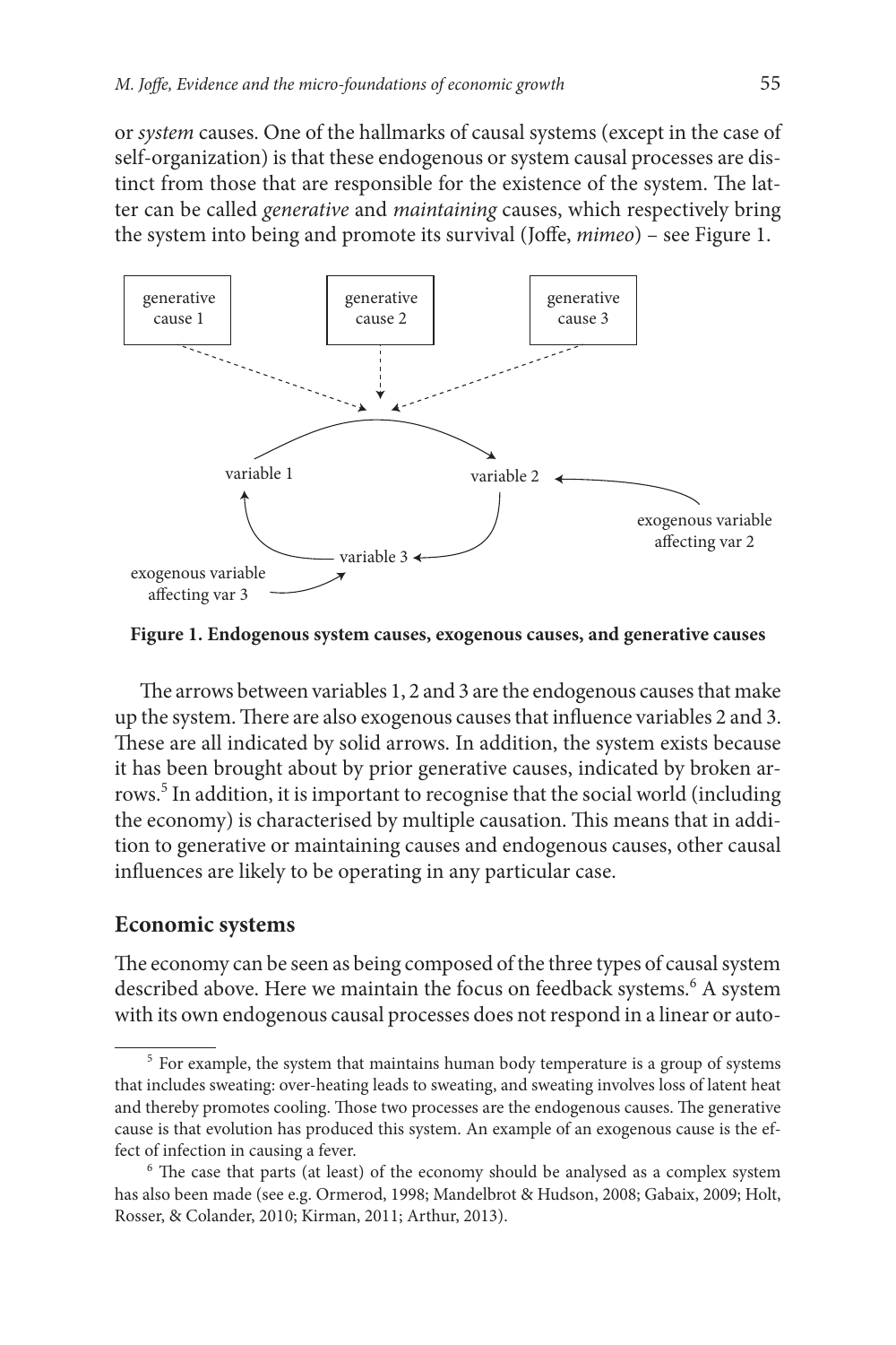or *system* causes. One of the hallmarks of causal systems (except in the case of self-organization) is that these endogenous or system causal processes are distinct from those that are responsible for the existence of the system. The latter can be called *generative* and *maintaining* causes, which respectively bring the system into being and promote its survival (Joffe, *mimeo*) – see Figure 1.

**Figure 1. Endogenous system causes, exogenous causes, and generative causes**

The arrows between variables 1, 2 and 3 are the endogenous causes that make up the system. There are also exogenous causes that influence variables 2 and 3. These are all indicated by solid arrows. In addition, the system exists because it has been brought about by prior generative causes, indicated by broken arrows.[5] In addition, it is important to recognise that the social world (including the economy) is characterised by multiple causation. This means that in addition to generative or maintaining causes and endogenous causes, other causal influences are likely to be operating in any particular case.

## Economic systems

The economy can be seen as being composed of the three types of causal system described above. Here we maintain the focus on feedback systems.[6] A system with its own endogenous causal processes does not respond in a linear or auto-

[5] For example, the system that maintains human body temperature is a group of systems that includes sweating: over-heating leads to sweating, and sweating involves loss of latent heat and thereby promotes cooling. Those two processes are the endogenous causes. The generative cause is that evolution has produced this system. An example of an exogenous cause is the effect of infection in causing a fever.

[6] The case that parts (at least) of the economy should be analysed as a complex system has also been made (see e.g. Ormerod, 1998; Mandelbrot & Hudson, 2008; Gabaix, 2009; Holt, Rosser, & Colander, 2010; Kirman, 2011; Arthur, 2013).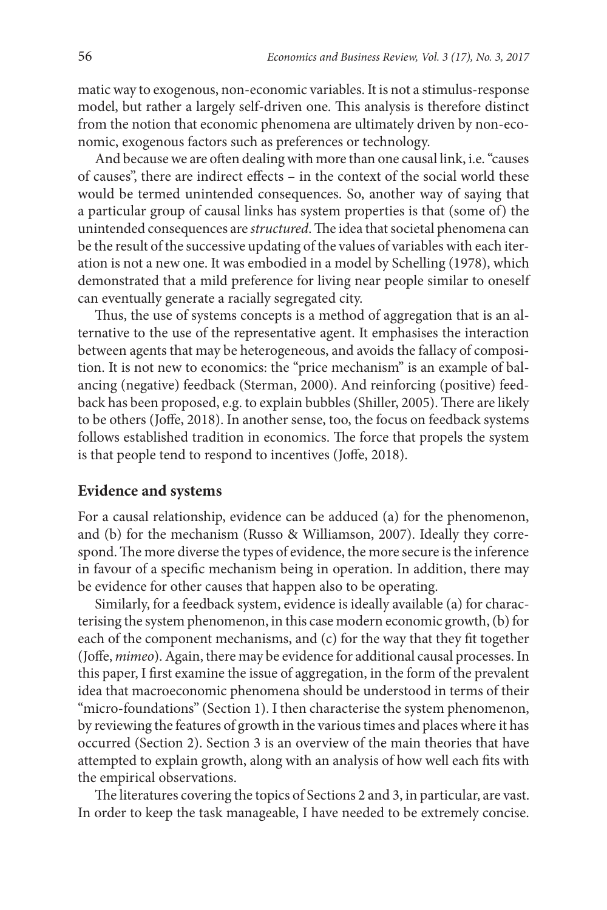matic way to exogenous, non-economic variables. It is not a stimulus-response model, but rather a largely self-driven one. This analysis is therefore distinct from the notion that economic phenomena are ultimately driven by non-economic, exogenous factors such as preferences or technology.

And because we are often dealing with more than one causal link, i.e. "causes of causes", there are indirect effects – in the context of the social world these would be termed unintended consequences. So, another way of saying that a particular group of causal links has system properties is that (some of) the unintended consequences are *structured*. The idea that societal phenomena can be the result of the successive updating of the values of variables with each iteration is not a new one. It was embodied in a model by Schelling (1978), which demonstrated that a mild preference for living near people similar to oneself can eventually generate a racially segregated city.

Thus, the use of systems concepts is a method of aggregation that is an alternative to the use of the representative agent. It emphasises the interaction between agents that may be heterogeneous, and avoids the fallacy of composition. It is not new to economics: the "price mechanism" is an example of balancing (negative) feedback (Sterman, 2000). And reinforcing (positive) feedback has been proposed, e.g. to explain bubbles (Shiller, 2005). There are likely to be others (Joffe, 2018). In another sense, too, the focus on feedback systems follows established tradition in economics. The force that propels the system is that people tend to respond to incentives (Joffe, 2018).

## Evidence and systems

For a causal relationship, evidence can be adduced (a) for the phenomenon, and (b) for the mechanism (Russo & Williamson, 2007). Ideally they correspond. The more diverse the types of evidence, the more secure is the inference in favour of a specific mechanism being in operation. In addition, there may be evidence for other causes that happen also to be operating.

Similarly, for a feedback system, evidence is ideally available (a) for characterising the system phenomenon, in this case modern economic growth, (b) for each of the component mechanisms, and (c) for the way that they fit together (Joffe, *mimeo*). Again, there may be evidence for additional causal processes. In this paper, I first examine the issue of aggregation, in the form of the prevalent idea that macroeconomic phenomena should be understood in terms of their "micro-foundations" (Section 1). I then characterise the system phenomenon, by reviewing the features of growth in the various times and places where it has occurred (Section 2). Section 3 is an overview of the main theories that have attempted to explain growth, along with an analysis of how well each fits with the empirical observations.

The literatures covering the topics of Sections 2 and 3, in particular, are vast. In order to keep the task manageable, I have needed to be extremely concise.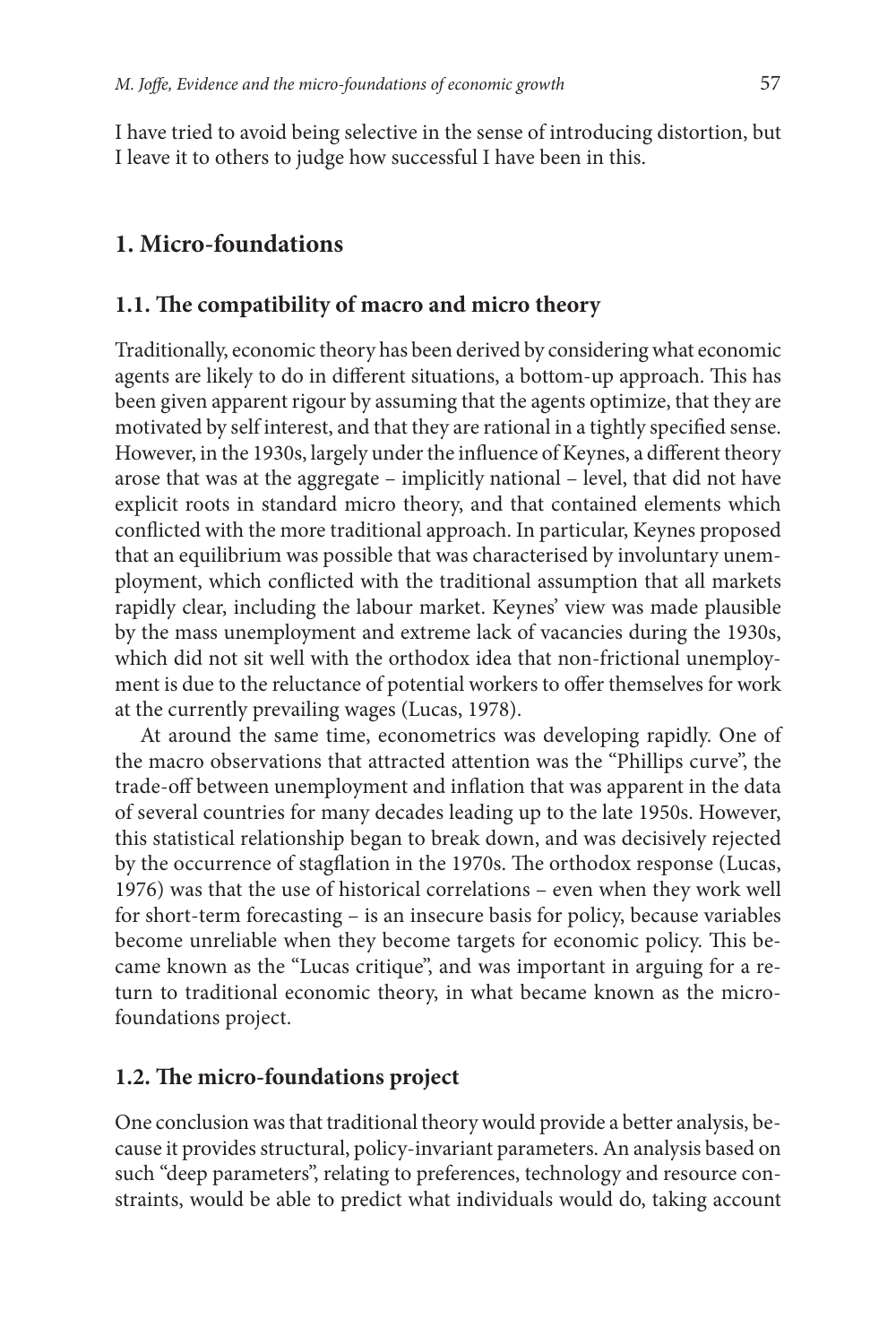I have tried to avoid being selective in the sense of introducing distortion, but I leave it to others to judge how successful I have been in this.

## 1. Micro-foundations

### 1.1. The compatibility of macro and micro theory

Traditionally, economic theory has been derived by considering what economic agents are likely to do in different situations, a bottom-up approach. This has been given apparent rigour by assuming that the agents optimize, that they are motivated by self interest, and that they are rational in a tightly specified sense. However, in the 1930s, largely under the influence of Keynes, a different theory arose that was at the aggregate – implicitly national – level, that did not have explicit roots in standard micro theory, and that contained elements which conflicted with the more traditional approach. In particular, Keynes proposed that an equilibrium was possible that was characterised by involuntary unemployment, which conflicted with the traditional assumption that all markets rapidly clear, including the labour market. Keynes' view was made plausible by the mass unemployment and extreme lack of vacancies during the 1930s, which did not sit well with the orthodox idea that non-frictional unemployment is due to the reluctance of potential workers to offer themselves for work at the currently prevailing wages (Lucas, 1978).

At around the same time, econometrics was developing rapidly. One of the macro observations that attracted attention was the "Phillips curve", the trade-off between unemployment and inflation that was apparent in the data of several countries for many decades leading up to the late 1950s. However, this statistical relationship began to break down, and was decisively rejected by the occurrence of stagflation in the 1970s. The orthodox response (Lucas, 1976) was that the use of historical correlations – even when they work well for short-term forecasting – is an insecure basis for policy, because variables become unreliable when they become targets for economic policy. This became known as the "Lucas critique", and was important in arguing for a return to traditional economic theory, in what became known as the micro-foundations project.

### 1.2. The micro-foundations project

One conclusion was that traditional theory would provide a better analysis, because it provides structural, policy-invariant parameters. An analysis based on such "deep parameters", relating to preferences, technology and resource constraints, would be able to predict what individuals would do, taking account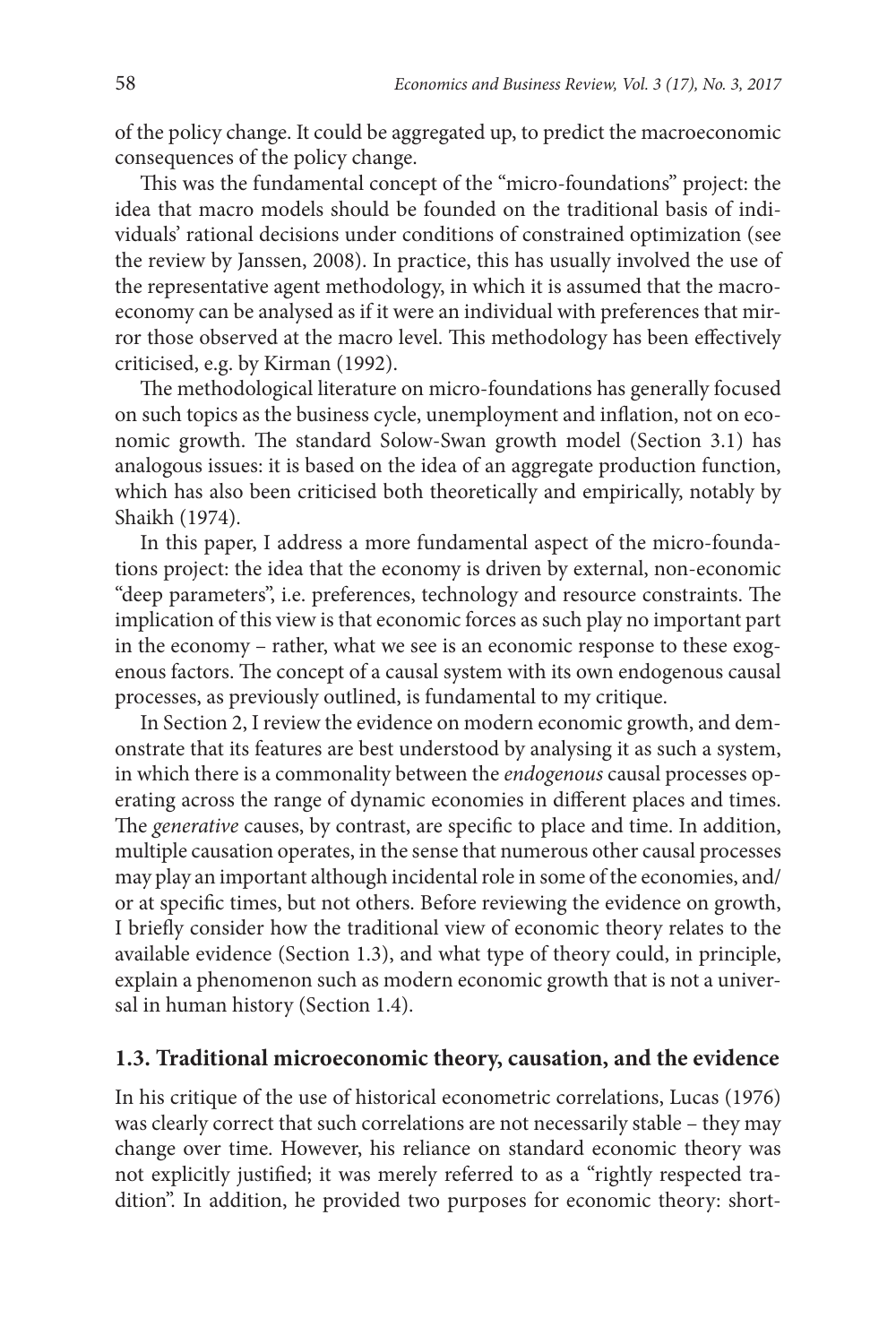of the policy change. It could be aggregated up, to predict the macroeconomic consequences of the policy change.

This was the fundamental concept of the "micro-foundations" project: the idea that macro models should be founded on the traditional basis of individuals' rational decisions under conditions of constrained optimization (see the review by Janssen, 2008). In practice, this has usually involved the use of the representative agent methodology, in which it is assumed that the macroeconomy can be analysed as if it were an individual with preferences that mirror those observed at the macro level. This methodology has been effectively criticised, e.g. by Kirman (1992).

The methodological literature on micro-foundations has generally focused on such topics as the business cycle, unemployment and inflation, not on economic growth. The standard Solow-Swan growth model (Section 3.1) has analogous issues: it is based on the idea of an aggregate production function, which has also been criticised both theoretically and empirically, notably by Shaikh (1974).

In this paper, I address a more fundamental aspect of the micro-foundations project: the idea that the economy is driven by external, non-economic "deep parameters", i.e. preferences, technology and resource constraints. The implication of this view is that economic forces as such play no important part in the economy – rather, what we see is an economic response to these exogenous factors. The concept of a causal system with its own endogenous causal processes, as previously outlined, is fundamental to my critique.

In Section 2, I review the evidence on modern economic growth, and demonstrate that its features are best understood by analysing it as such a system, in which there is a commonality between the *endogenous* causal processes operating across the range of dynamic economies in different places and times. The *generative* causes, by contrast, are specific to place and time. In addition, multiple causation operates, in the sense that numerous other causal processes may play an important although incidental role in some of the economies, and/or at specific times, but not others. Before reviewing the evidence on growth, I briefly consider how the traditional view of economic theory relates to the available evidence (Section 1.3), and what type of theory could, in principle, explain a phenomenon such as modern economic growth that is not a universal in human history (Section 1.4).

### 1.3. Traditional microeconomic theory, causation, and the evidence

In his critique of the use of historical econometric correlations, Lucas (1976) was clearly correct that such correlations are not necessarily stable – they may change over time. However, his reliance on standard economic theory was not explicitly justified; it was merely referred to as a "rightly respected tradition". In addition, he provided two purposes for economic theory: short-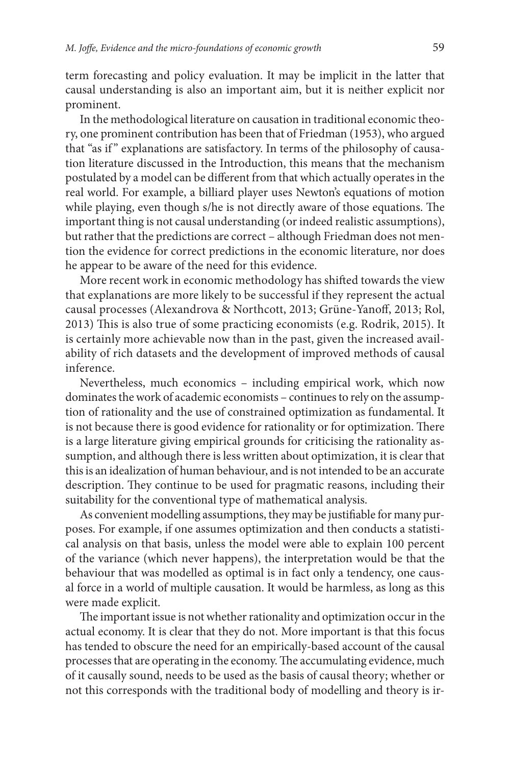term forecasting and policy evaluation. It may be implicit in the latter that causal understanding is also an important aim, but it is neither explicit nor prominent.

In the methodological literature on causation in traditional economic theory, one prominent contribution has been that of Friedman (1953), who argued that "as if" explanations are satisfactory. In terms of the philosophy of causation literature discussed in the Introduction, this means that the mechanism postulated by a model can be different from that which actually operates in the real world. For example, a billiard player uses Newton's equations of motion while playing, even though s/he is not directly aware of those equations. The important thing is not causal understanding (or indeed realistic assumptions), but rather that the predictions are correct – although Friedman does not mention the evidence for correct predictions in the economic literature, nor does he appear to be aware of the need for this evidence.

More recent work in economic methodology has shifted towards the view that explanations are more likely to be successful if they represent the actual causal processes (Alexandrova & Northcott, 2013; Grüne-Yanoff, 2013; Rol, 2013) This is also true of some practicing economists (e.g. Rodrik, 2015). It is certainly more achievable now than in the past, given the increased availability of rich datasets and the development of improved methods of causal inference.

Nevertheless, much economics – including empirical work, which now dominates the work of academic economists – continues to rely on the assumption of rationality and the use of constrained optimization as fundamental. It is not because there is good evidence for rationality or for optimization. There is a large literature giving empirical grounds for criticising the rationality assumption, and although there is less written about optimization, it is clear that this is an idealization of human behaviour, and is not intended to be an accurate description. They continue to be used for pragmatic reasons, including their suitability for the conventional type of mathematical analysis.

As convenient modelling assumptions, they may be justifiable for many purposes. For example, if one assumes optimization and then conducts a statistical analysis on that basis, unless the model were able to explain 100 percent of the variance (which never happens), the interpretation would be that the behaviour that was modelled as optimal is in fact only a tendency, one causal force in a world of multiple causation. It would be harmless, as long as this were made explicit.

The important issue is not whether rationality and optimization occur in the actual economy. It is clear that they do not. More important is that this focus has tended to obscure the need for an empirically-based account of the causal processes that are operating in the economy. The accumulating evidence, much of it causally sound, needs to be used as the basis of causal theory; whether or not this corresponds with the traditional body of modelling and theory is ir-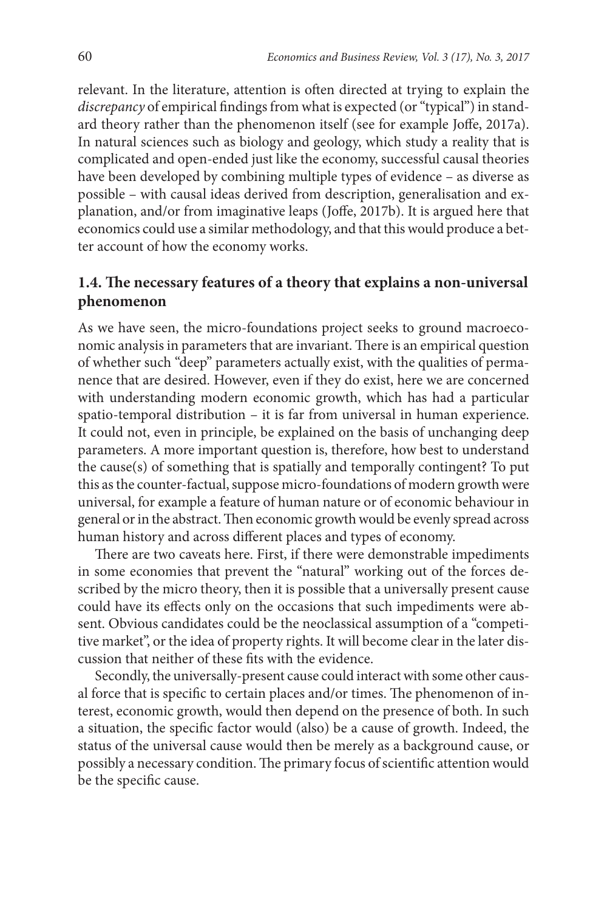relevant. In the literature, attention is often directed at trying to explain the *discrepancy* of empirical findings from what is expected (or "typical") in standard theory rather than the phenomenon itself (see for example Joffe, 2017a). In natural sciences such as biology and geology, which study a reality that is complicated and open-ended just like the economy, successful causal theories have been developed by combining multiple types of evidence – as diverse as possible – with causal ideas derived from description, generalisation and explanation, and/or from imaginative leaps (Joffe, 2017b). It is argued here that economics could use a similar methodology, and that this would produce a better account of how the economy works.

### 1.4. The necessary features of a theory that explains a non-universal phenomenon

As we have seen, the micro-foundations project seeks to ground macroeconomic analysis in parameters that are invariant. There is an empirical question of whether such "deep" parameters actually exist, with the qualities of permanence that are desired. However, even if they do exist, here we are concerned with understanding modern economic growth, which has had a particular spatio-temporal distribution – it is far from universal in human experience. It could not, even in principle, be explained on the basis of unchanging deep parameters. A more important question is, therefore, how best to understand the cause(s) of something that is spatially and temporally contingent? To put this as the counter-factual, suppose micro-foundations of modern growth were universal, for example a feature of human nature or of economic behaviour in general or in the abstract. Then economic growth would be evenly spread across human history and across different places and types of economy.

There are two caveats here. First, if there were demonstrable impediments in some economies that prevent the "natural" working out of the forces described by the micro theory, then it is possible that a universally present cause could have its effects only on the occasions that such impediments were absent. Obvious candidates could be the neoclassical assumption of a "competitive market", or the idea of property rights. It will become clear in the later discussion that neither of these fits with the evidence.

Secondly, the universally-present cause could interact with some other causal force that is specific to certain places and/or times. The phenomenon of interest, economic growth, would then depend on the presence of both. In such a situation, the specific factor would (also) be a cause of growth. Indeed, the status of the universal cause would then be merely as a background cause, or possibly a necessary condition. The primary focus of scientific attention would be the specific cause.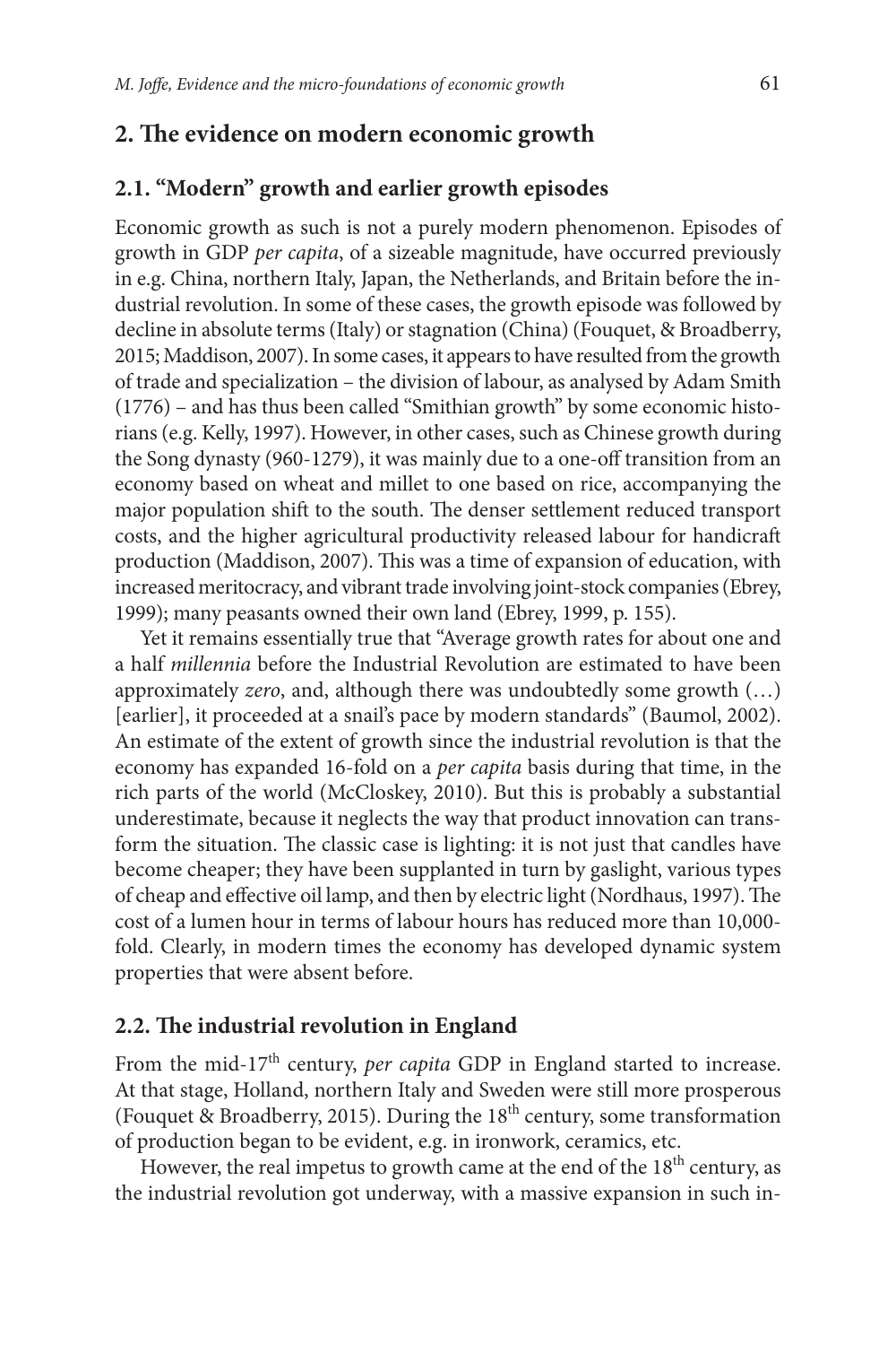## 2. The evidence on modern economic growth

### 2.1. "Modern" growth and earlier growth episodes

Economic growth as such is not a purely modern phenomenon. Episodes of growth in GDP *per capita*, of a sizeable magnitude, have occurred previously in e.g. China, northern Italy, Japan, the Netherlands, and Britain before the industrial revolution. In some of these cases, the growth episode was followed by decline in absolute terms (Italy) or stagnation (China) (Fouquet, & Broadberry, 2015; Maddison, 2007). In some cases, it appears to have resulted from the growth of trade and specialization – the division of labour, as analysed by Adam Smith (1776) – and has thus been called "Smithian growth" by some economic historians (e.g. Kelly, 1997). However, in other cases, such as Chinese growth during the Song dynasty (960-1279), it was mainly due to a one-off transition from an economy based on wheat and millet to one based on rice, accompanying the major population shift to the south. The denser settlement reduced transport costs, and the higher agricultural productivity released labour for handicraft production (Maddison, 2007). This was a time of expansion of education, with increased meritocracy, and vibrant trade involving joint-stock companies (Ebrey, 1999); many peasants owned their own land (Ebrey, 1999, p. 155).

Yet it remains essentially true that "Average growth rates for about one and a half *millennia* before the Industrial Revolution are estimated to have been approximately *zero*, and, although there was undoubtedly some growth (…) [earlier], it proceeded at a snail's pace by modern standards" (Baumol, 2002). An estimate of the extent of growth since the industrial revolution is that the economy has expanded 16-fold on a *per capita* basis during that time, in the rich parts of the world (McCloskey, 2010). But this is probably a substantial underestimate, because it neglects the way that product innovation can transform the situation. The classic case is lighting: it is not just that candles have become cheaper; they have been supplanted in turn by gaslight, various types of cheap and effective oil lamp, and then by electric light (Nordhaus, 1997). The cost of a lumen hour in terms of labour hours has reduced more than 10,000-fold. Clearly, in modern times the economy has developed dynamic system properties that were absent before.

### 2.2. The industrial revolution in England

From the mid-17th century, *per capita* GDP in England started to increase. At that stage, Holland, northern Italy and Sweden were still more prosperous (Fouquet & Broadberry, 2015). During the 18th century, some transformation of production began to be evident, e.g. in ironwork, ceramics, etc.

However, the real impetus to growth came at the end of the 18th century, as the industrial revolution got underway, with a massive expansion in such in-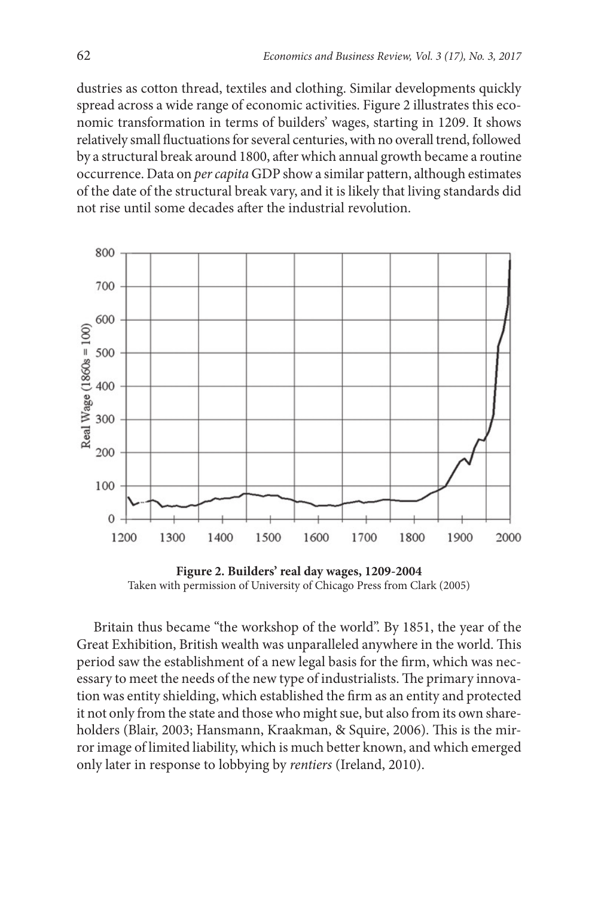dustries as cotton thread, textiles and clothing. Similar developments quickly spread across a wide range of economic activities. Figure 2 illustrates this economic transformation in terms of builders' wages, starting in 1209. It shows relatively small fluctuations for several centuries, with no overall trend, followed by a structural break around 1800, after which annual growth became a routine occurrence. Data on *per capita* GDP show a similar pattern, although estimates of the date of the structural break vary, and it is likely that living standards did not rise until some decades after the industrial revolution.

**Figure 2. Builders' real day wages, 1209-2004**
Taken with permission of University of Chicago Press from Clark (2005)

Britain thus became "the workshop of the world". By 1851, the year of the Great Exhibition, British wealth was unparalleled anywhere in the world. This period saw the establishment of a new legal basis for the firm, which was necessary to meet the needs of the new type of industrialists. The primary innovation was entity shielding, which established the firm as an entity and protected it not only from the state and those who might sue, but also from its own shareholders (Blair, 2003; Hansmann, Kraakman, & Squire, 2006). This is the mirror image of limited liability, which is much better known, and which emerged only later in response to lobbying by *rentiers* (Ireland, 2010).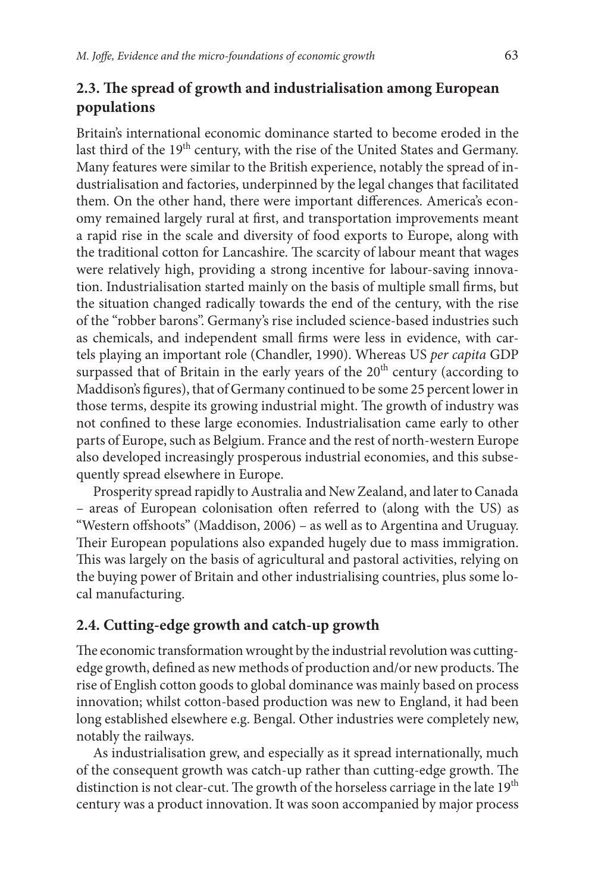## 2.3. The spread of growth and industrialisation among European populations

Britain's international economic dominance started to become eroded in the last third of the 19th century, with the rise of the United States and Germany. Many features were similar to the British experience, notably the spread of industrialisation and factories, underpinned by the legal changes that facilitated them. On the other hand, there were important differences. America's economy remained largely rural at first, and transportation improvements meant a rapid rise in the scale and diversity of food exports to Europe, along with the traditional cotton for Lancashire. The scarcity of labour meant that wages were relatively high, providing a strong incentive for labour-saving innovation. Industrialisation started mainly on the basis of multiple small firms, but the situation changed radically towards the end of the century, with the rise of the "robber barons". Germany's rise included science-based industries such as chemicals, and independent small firms were less in evidence, with cartels playing an important role (Chandler, 1990). Whereas US *per capita* GDP surpassed that of Britain in the early years of the 20th century (according to Maddison's figures), that of Germany continued to be some 25 percent lower in those terms, despite its growing industrial might. The growth of industry was not confined to these large economies. Industrialisation came early to other parts of Europe, such as Belgium. France and the rest of north-western Europe also developed increasingly prosperous industrial economies, and this subsequently spread elsewhere in Europe.

Prosperity spread rapidly to Australia and New Zealand, and later to Canada – areas of European colonisation often referred to (along with the US) as "Western offshoots" (Maddison, 2006) – as well as to Argentina and Uruguay. Their European populations also expanded hugely due to mass immigration. This was largely on the basis of agricultural and pastoral activities, relying on the buying power of Britain and other industrialising countries, plus some local manufacturing.

## 2.4. Cutting-edge growth and catch-up growth

The economic transformation wrought by the industrial revolution was cutting-edge growth, defined as new methods of production and/or new products. The rise of English cotton goods to global dominance was mainly based on process innovation; whilst cotton-based production was new to England, it had been long established elsewhere e.g. Bengal. Other industries were completely new, notably the railways.

As industrialisation grew, and especially as it spread internationally, much of the consequent growth was catch-up rather than cutting-edge growth. The distinction is not clear-cut. The growth of the horseless carriage in the late 19th century was a product innovation. It was soon accompanied by major process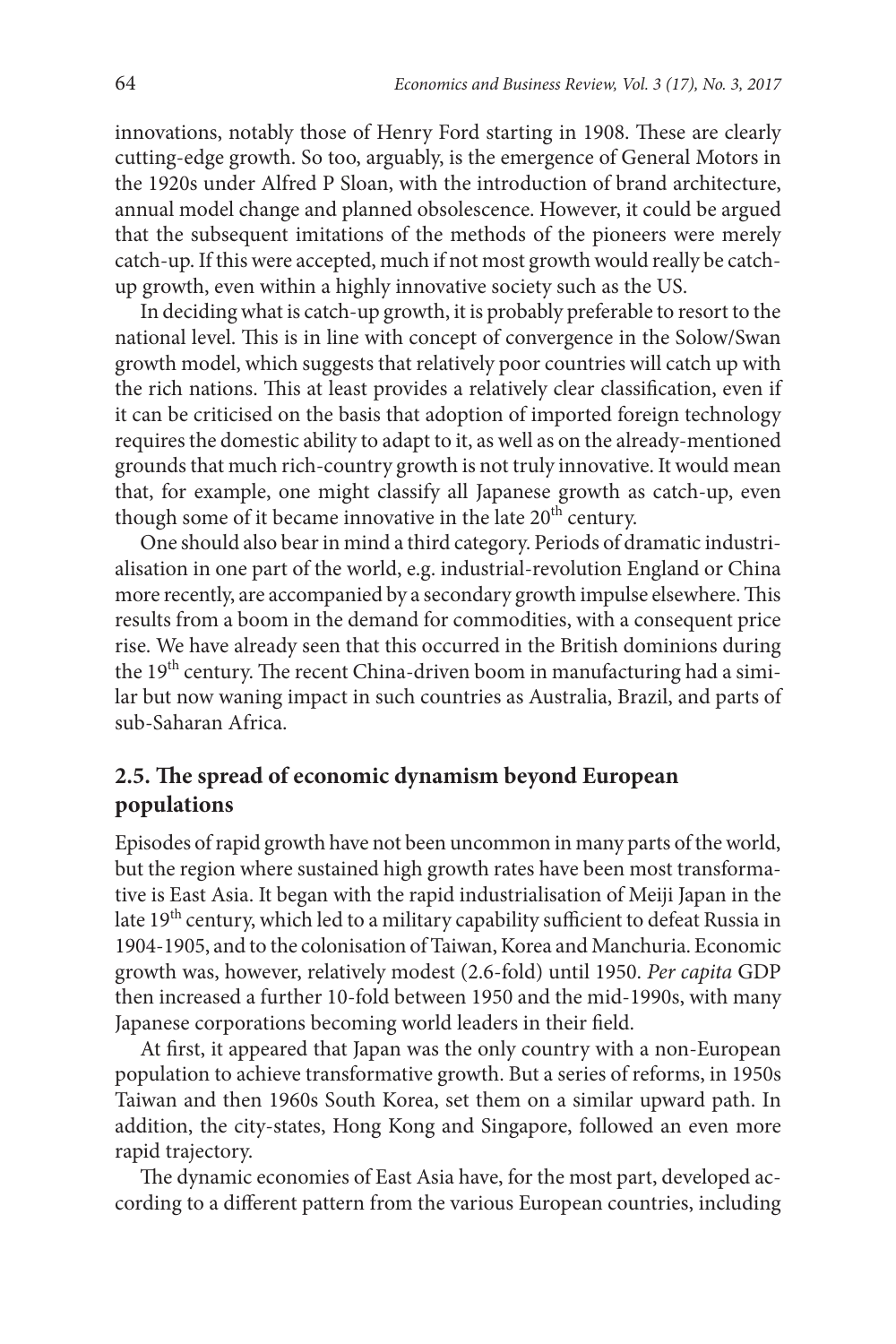innovations, notably those of Henry Ford starting in 1908. These are clearly cutting-edge growth. So too, arguably, is the emergence of General Motors in the 1920s under Alfred P Sloan, with the introduction of brand architecture, annual model change and planned obsolescence. However, it could be argued that the subsequent imitations of the methods of the pioneers were merely catch-up. If this were accepted, much if not most growth would really be catch-up growth, even within a highly innovative society such as the US.

In deciding what is catch-up growth, it is probably preferable to resort to the national level. This is in line with concept of convergence in the Solow/Swan growth model, which suggests that relatively poor countries will catch up with the rich nations. This at least provides a relatively clear classification, even if it can be criticised on the basis that adoption of imported foreign technology requires the domestic ability to adapt to it, as well as on the already-mentioned grounds that much rich-country growth is not truly innovative. It would mean that, for example, one might classify all Japanese growth as catch-up, even though some of it became innovative in the late 20th century.

One should also bear in mind a third category. Periods of dramatic industrialisation in one part of the world, e.g. industrial-revolution England or China more recently, are accompanied by a secondary growth impulse elsewhere. This results from a boom in the demand for commodities, with a consequent price rise. We have already seen that this occurred in the British dominions during the 19th century. The recent China-driven boom in manufacturing had a similar but now waning impact in such countries as Australia, Brazil, and parts of sub-Saharan Africa.

## 2.5. The spread of economic dynamism beyond European populations

Episodes of rapid growth have not been uncommon in many parts of the world, but the region where sustained high growth rates have been most transformative is East Asia. It began with the rapid industrialisation of Meiji Japan in the late 19th century, which led to a military capability sufficient to defeat Russia in 1904-1905, and to the colonisation of Taiwan, Korea and Manchuria. Economic growth was, however, relatively modest (2.6-fold) until 1950. *Per capita* GDP then increased a further 10-fold between 1950 and the mid-1990s, with many Japanese corporations becoming world leaders in their field.

At first, it appeared that Japan was the only country with a non-European population to achieve transformative growth. But a series of reforms, in 1950s Taiwan and then 1960s South Korea, set them on a similar upward path. In addition, the city-states, Hong Kong and Singapore, followed an even more rapid trajectory.

The dynamic economies of East Asia have, for the most part, developed according to a different pattern from the various European countries, including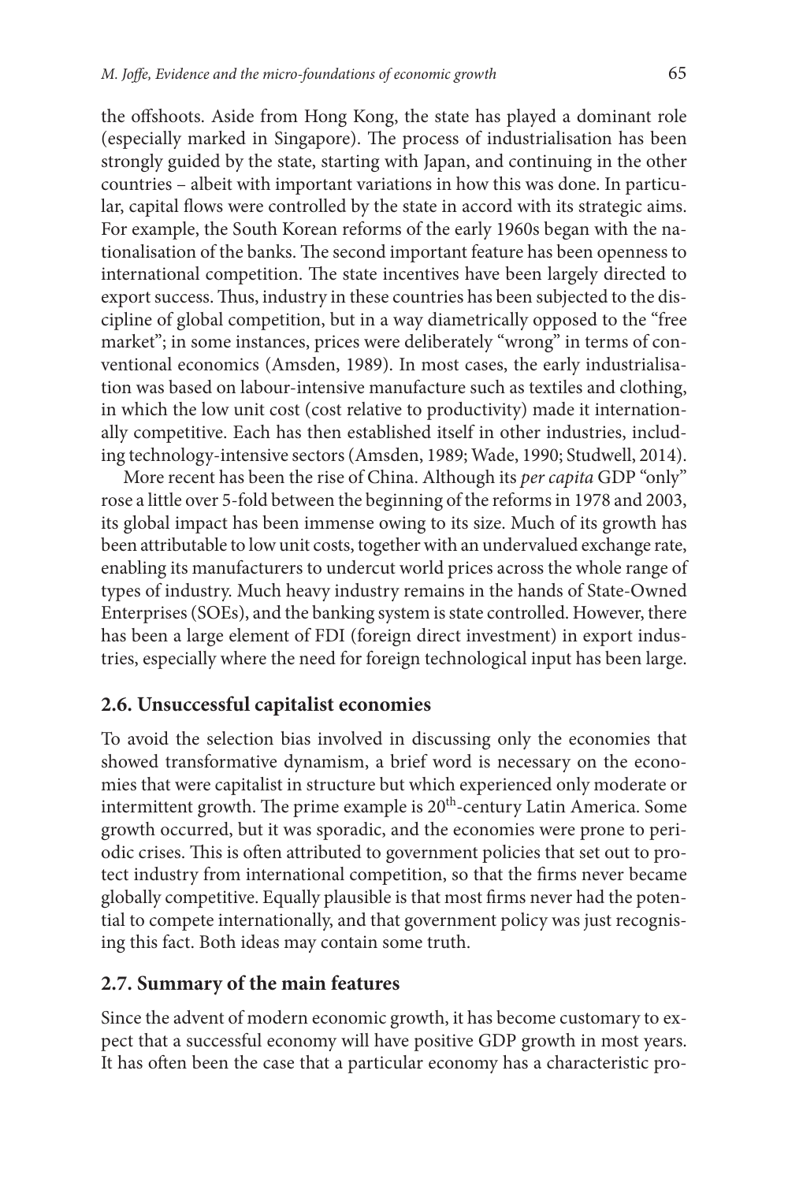the offshoots. Aside from Hong Kong, the state has played a dominant role (especially marked in Singapore). The process of industrialisation has been strongly guided by the state, starting with Japan, and continuing in the other countries – albeit with important variations in how this was done. In particular, capital flows were controlled by the state in accord with its strategic aims. For example, the South Korean reforms of the early 1960s began with the nationalisation of the banks. The second important feature has been openness to international competition. The state incentives have been largely directed to export success. Thus, industry in these countries has been subjected to the discipline of global competition, but in a way diametrically opposed to the "free market"; in some instances, prices were deliberately "wrong" in terms of conventional economics (Amsden, 1989). In most cases, the early industrialisation was based on labour-intensive manufacture such as textiles and clothing, in which the low unit cost (cost relative to productivity) made it internationally competitive. Each has then established itself in other industries, including technology-intensive sectors (Amsden, 1989; Wade, 1990; Studwell, 2014).

More recent has been the rise of China. Although its *per capita* GDP "only" rose a little over 5-fold between the beginning of the reforms in 1978 and 2003, its global impact has been immense owing to its size. Much of its growth has been attributable to low unit costs, together with an undervalued exchange rate, enabling its manufacturers to undercut world prices across the whole range of types of industry. Much heavy industry remains in the hands of State-Owned Enterprises (SOEs), and the banking system is state controlled. However, there has been a large element of FDI (foreign direct investment) in export industries, especially where the need for foreign technological input has been large.

## 2.6. Unsuccessful capitalist economies

To avoid the selection bias involved in discussing only the economies that showed transformative dynamism, a brief word is necessary on the economies that were capitalist in structure but which experienced only moderate or intermittent growth. The prime example is 20th-century Latin America. Some growth occurred, but it was sporadic, and the economies were prone to periodic crises. This is often attributed to government policies that set out to protect industry from international competition, so that the firms never became globally competitive. Equally plausible is that most firms never had the potential to compete internationally, and that government policy was just recognising this fact. Both ideas may contain some truth.

## 2.7. Summary of the main features

Since the advent of modern economic growth, it has become customary to expect that a successful economy will have positive GDP growth in most years. It has often been the case that a particular economy has a characteristic pro-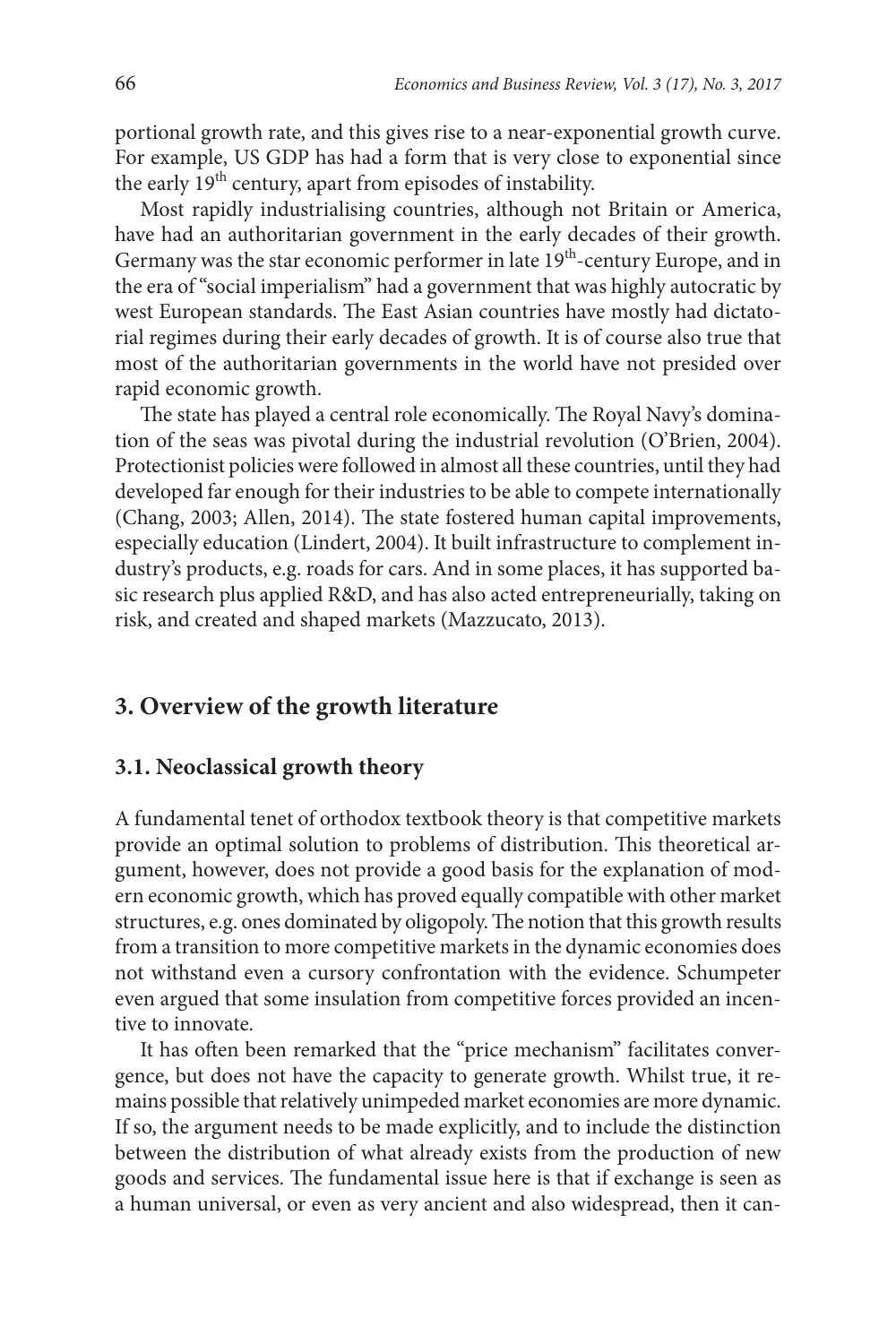portional growth rate, and this gives rise to a near-exponential growth curve. For example, US GDP has had a form that is very close to exponential since the early 19th century, apart from episodes of instability.

Most rapidly industrialising countries, although not Britain or America, have had an authoritarian government in the early decades of their growth. Germany was the star economic performer in late 19th-century Europe, and in the era of "social imperialism" had a government that was highly autocratic by west European standards. The East Asian countries have mostly had dictatorial regimes during their early decades of growth. It is of course also true that most of the authoritarian governments in the world have not presided over rapid economic growth.

The state has played a central role economically. The Royal Navy's domination of the seas was pivotal during the industrial revolution (O'Brien, 2004). Protectionist policies were followed in almost all these countries, until they had developed far enough for their industries to be able to compete internationally (Chang, 2003; Allen, 2014). The state fostered human capital improvements, especially education (Lindert, 2004). It built infrastructure to complement industry's products, e.g. roads for cars. And in some places, it has supported basic research plus applied R&D, and has also acted entrepreneurially, taking on risk, and created and shaped markets (Mazzucato, 2013).

## 3. Overview of the growth literature

### 3.1. Neoclassical growth theory

A fundamental tenet of orthodox textbook theory is that competitive markets provide an optimal solution to problems of distribution. This theoretical argument, however, does not provide a good basis for the explanation of modern economic growth, which has proved equally compatible with other market structures, e.g. ones dominated by oligopoly. The notion that this growth results from a transition to more competitive markets in the dynamic economies does not withstand even a cursory confrontation with the evidence. Schumpeter even argued that some insulation from competitive forces provided an incentive to innovate.

It has often been remarked that the "price mechanism" facilitates convergence, but does not have the capacity to generate growth. Whilst true, it remains possible that relatively unimpeded market economies are more dynamic. If so, the argument needs to be made explicitly, and to include the distinction between the distribution of what already exists from the production of new goods and services. The fundamental issue here is that if exchange is seen as a human universal, or even as very ancient and also widespread, then it can-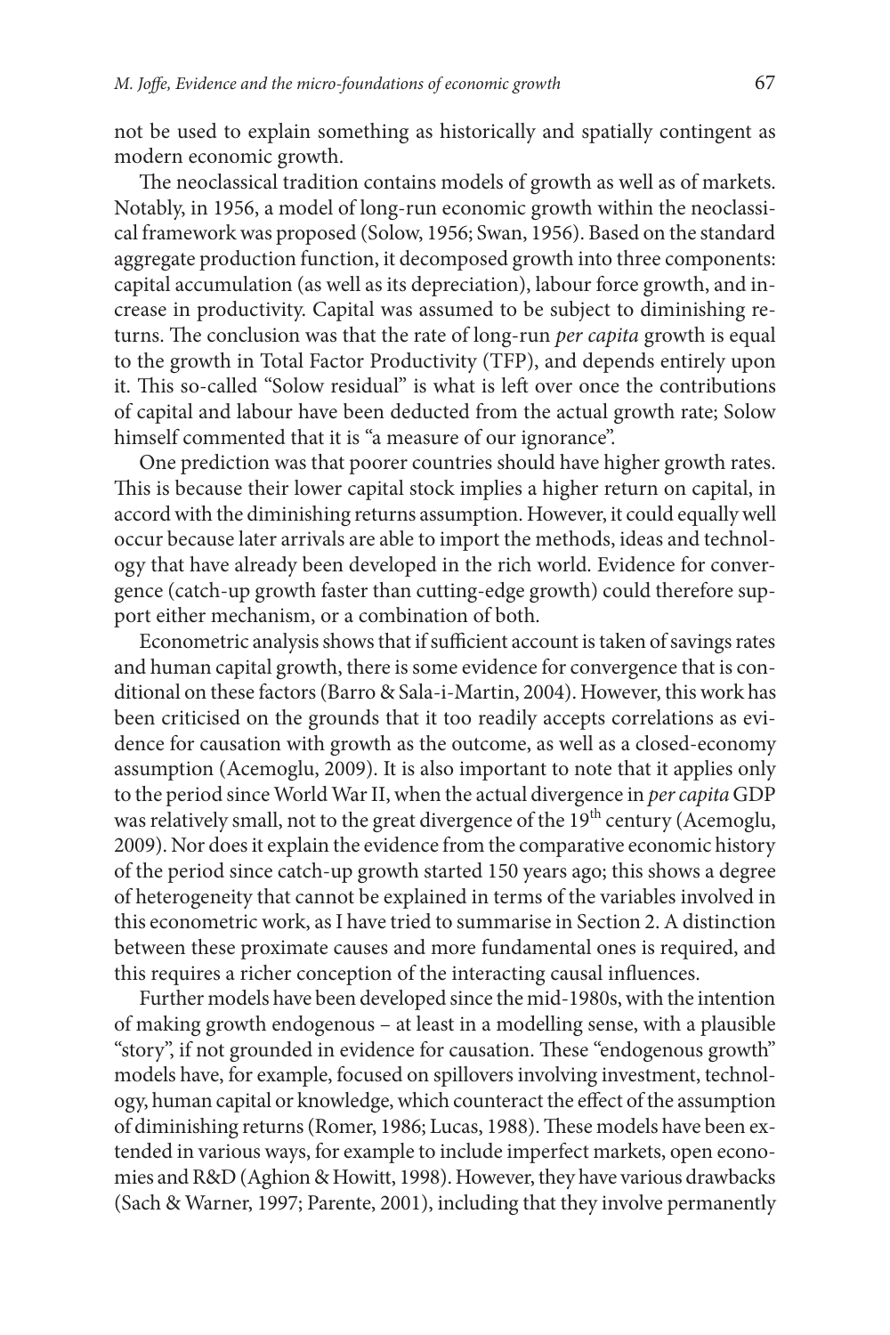not be used to explain something as historically and spatially contingent as modern economic growth.

The neoclassical tradition contains models of growth as well as of markets. Notably, in 1956, a model of long-run economic growth within the neoclassical framework was proposed (Solow, 1956; Swan, 1956). Based on the standard aggregate production function, it decomposed growth into three components: capital accumulation (as well as its depreciation), labour force growth, and increase in productivity. Capital was assumed to be subject to diminishing returns. The conclusion was that the rate of long-run *per capita* growth is equal to the growth in Total Factor Productivity (TFP), and depends entirely upon it. This so-called "Solow residual" is what is left over once the contributions of capital and labour have been deducted from the actual growth rate; Solow himself commented that it is "a measure of our ignorance".

One prediction was that poorer countries should have higher growth rates. This is because their lower capital stock implies a higher return on capital, in accord with the diminishing returns assumption. However, it could equally well occur because later arrivals are able to import the methods, ideas and technology that have already been developed in the rich world. Evidence for convergence (catch-up growth faster than cutting-edge growth) could therefore support either mechanism, or a combination of both.

Econometric analysis shows that if sufficient account is taken of savings rates and human capital growth, there is some evidence for convergence that is conditional on these factors (Barro & Sala-i-Martin, 2004). However, this work has been criticised on the grounds that it too readily accepts correlations as evidence for causation with growth as the outcome, as well as a closed-economy assumption (Acemoglu, 2009). It is also important to note that it applies only to the period since World War II, when the actual divergence in *per capita* GDP was relatively small, not to the great divergence of the 19th century (Acemoglu, 2009). Nor does it explain the evidence from the comparative economic history of the period since catch-up growth started 150 years ago; this shows a degree of heterogeneity that cannot be explained in terms of the variables involved in this econometric work, as I have tried to summarise in Section 2. A distinction between these proximate causes and more fundamental ones is required, and this requires a richer conception of the interacting causal influences.

Further models have been developed since the mid-1980s, with the intention of making growth endogenous – at least in a modelling sense, with a plausible "story", if not grounded in evidence for causation. These "endogenous growth" models have, for example, focused on spillovers involving investment, technology, human capital or knowledge, which counteract the effect of the assumption of diminishing returns (Romer, 1986; Lucas, 1988). These models have been extended in various ways, for example to include imperfect markets, open economies and R&D (Aghion & Howitt, 1998). However, they have various drawbacks (Sach & Warner, 1997; Parente, 2001), including that they involve permanently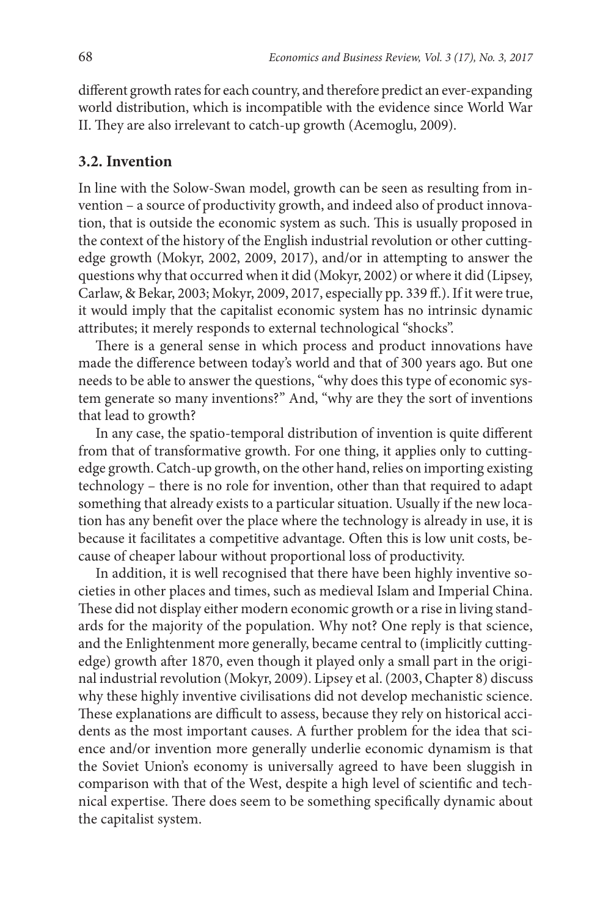different growth rates for each country, and therefore predict an ever-expanding world distribution, which is incompatible with the evidence since World War II. They are also irrelevant to catch-up growth (Acemoglu, 2009).

### 3.2. Invention

In line with the Solow-Swan model, growth can be seen as resulting from invention – a source of productivity growth, and indeed also of product innovation, that is outside the economic system as such. This is usually proposed in the context of the history of the English industrial revolution or other cutting-edge growth (Mokyr, 2002, 2009, 2017), and/or in attempting to answer the questions why that occurred when it did (Mokyr, 2002) or where it did (Lipsey, Carlaw, & Bekar, 2003; Mokyr, 2009, 2017, especially pp. 339 ff.). If it were true, it would imply that the capitalist economic system has no intrinsic dynamic attributes; it merely responds to external technological "shocks".

There is a general sense in which process and product innovations have made the difference between today's world and that of 300 years ago. But one needs to be able to answer the questions, "why does this type of economic system generate so many inventions?" And, "why are they the sort of inventions that lead to growth?

In any case, the spatio-temporal distribution of invention is quite different from that of transformative growth. For one thing, it applies only to cutting-edge growth. Catch-up growth, on the other hand, relies on importing existing technology – there is no role for invention, other than that required to adapt something that already exists to a particular situation. Usually if the new location has any benefit over the place where the technology is already in use, it is because it facilitates a competitive advantage. Often this is low unit costs, because of cheaper labour without proportional loss of productivity.

In addition, it is well recognised that there have been highly inventive societies in other places and times, such as medieval Islam and Imperial China. These did not display either modern economic growth or a rise in living standards for the majority of the population. Why not? One reply is that science, and the Enlightenment more generally, became central to (implicitly cutting-edge) growth after 1870, even though it played only a small part in the original industrial revolution (Mokyr, 2009). Lipsey et al. (2003, Chapter 8) discuss why these highly inventive civilisations did not develop mechanistic science. These explanations are difficult to assess, because they rely on historical accidents as the most important causes. A further problem for the idea that science and/or invention more generally underlie economic dynamism is that the Soviet Union's economy is universally agreed to have been sluggish in comparison with that of the West, despite a high level of scientific and technical expertise. There does seem to be something specifically dynamic about the capitalist system.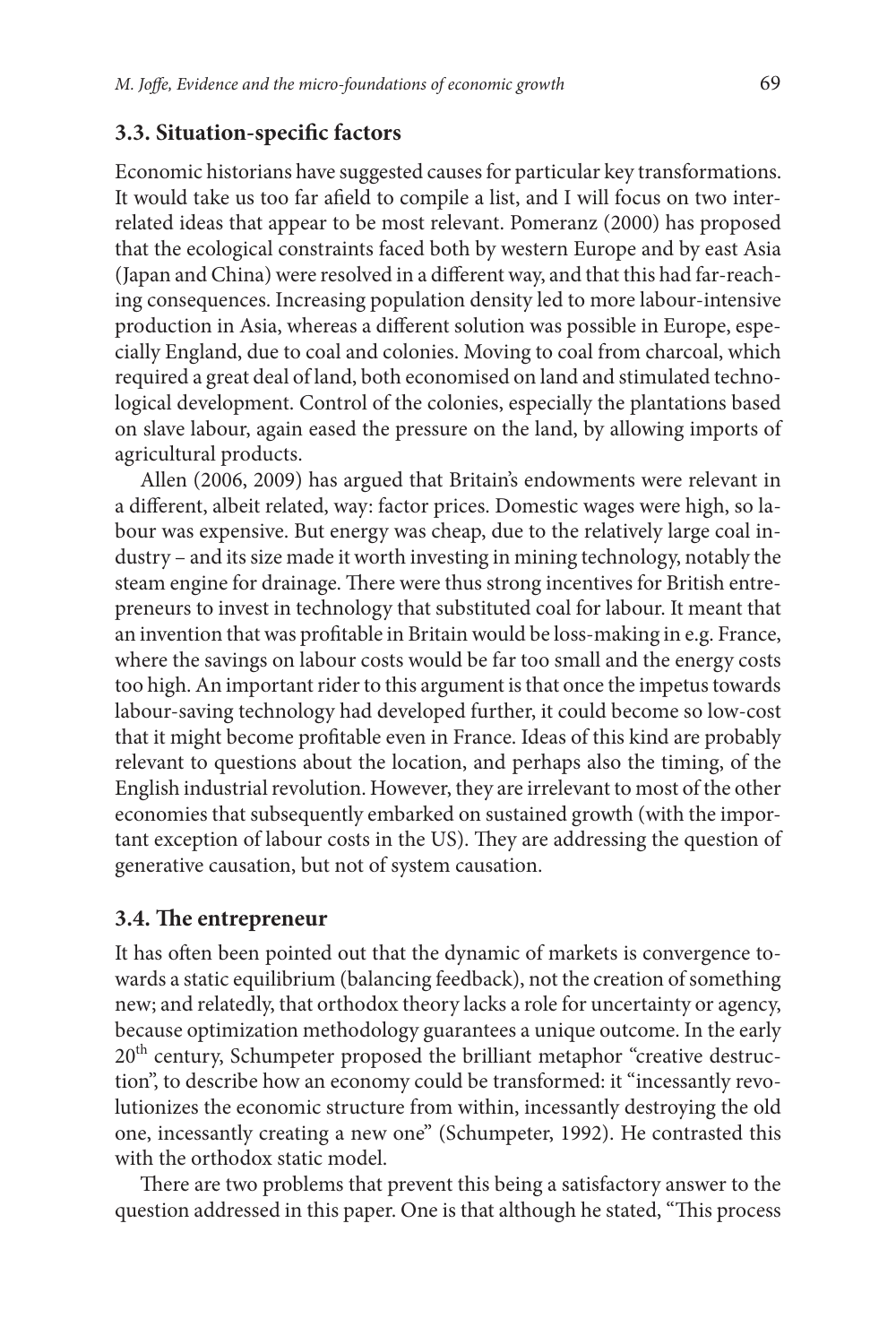### 3.3. Situation-specific factors

Economic historians have suggested causes for particular key transformations. It would take us too far afield to compile a list, and I will focus on two interrelated ideas that appear to be most relevant. Pomeranz (2000) has proposed that the ecological constraints faced both by western Europe and by east Asia (Japan and China) were resolved in a different way, and that this had far-reaching consequences. Increasing population density led to more labour-intensive production in Asia, whereas a different solution was possible in Europe, especially England, due to coal and colonies. Moving to coal from charcoal, which required a great deal of land, both economised on land and stimulated technological development. Control of the colonies, especially the plantations based on slave labour, again eased the pressure on the land, by allowing imports of agricultural products.

Allen (2006, 2009) has argued that Britain's endowments were relevant in a different, albeit related, way: factor prices. Domestic wages were high, so labour was expensive. But energy was cheap, due to the relatively large coal industry – and its size made it worth investing in mining technology, notably the steam engine for drainage. There were thus strong incentives for British entrepreneurs to invest in technology that substituted coal for labour. It meant that an invention that was profitable in Britain would be loss-making in e.g. France, where the savings on labour costs would be far too small and the energy costs too high. An important rider to this argument is that once the impetus towards labour-saving technology had developed further, it could become so low-cost that it might become profitable even in France. Ideas of this kind are probably relevant to questions about the location, and perhaps also the timing, of the English industrial revolution. However, they are irrelevant to most of the other economies that subsequently embarked on sustained growth (with the important exception of labour costs in the US). They are addressing the question of generative causation, but not of system causation.

### 3.4. The entrepreneur

It has often been pointed out that the dynamic of markets is convergence towards a static equilibrium (balancing feedback), not the creation of something new; and relatedly, that orthodox theory lacks a role for uncertainty or agency, because optimization methodology guarantees a unique outcome. In the early 20th century, Schumpeter proposed the brilliant metaphor "creative destruction", to describe how an economy could be transformed: it "incessantly revolutionizes the economic structure from within, incessantly destroying the old one, incessantly creating a new one" (Schumpeter, 1992). He contrasted this with the orthodox static model.

There are two problems that prevent this being a satisfactory answer to the question addressed in this paper. One is that although he stated, "This process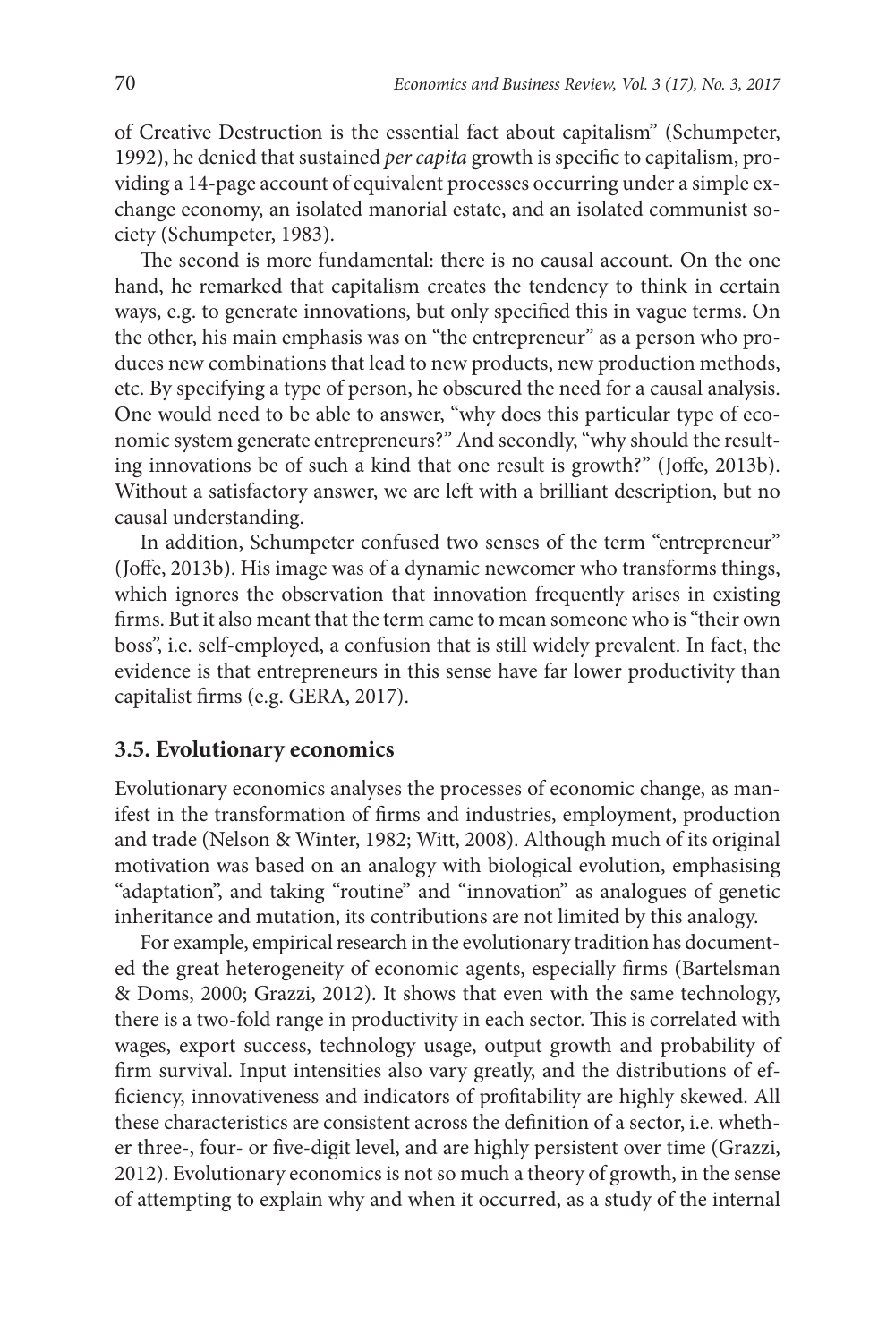of Creative Destruction is the essential fact about capitalism" (Schumpeter, 1992), he denied that sustained *per capita* growth is specific to capitalism, providing a 14-page account of equivalent processes occurring under a simple exchange economy, an isolated manorial estate, and an isolated communist society (Schumpeter, 1983).

The second is more fundamental: there is no causal account. On the one hand, he remarked that capitalism creates the tendency to think in certain ways, e.g. to generate innovations, but only specified this in vague terms. On the other, his main emphasis was on "the entrepreneur" as a person who produces new combinations that lead to new products, new production methods, etc. By specifying a type of person, he obscured the need for a causal analysis. One would need to be able to answer, "why does this particular type of economic system generate entrepreneurs?" And secondly, "why should the resulting innovations be of such a kind that one result is growth?" (Joffe, 2013b). Without a satisfactory answer, we are left with a brilliant description, but no causal understanding.

In addition, Schumpeter confused two senses of the term "entrepreneur" (Joffe, 2013b). His image was of a dynamic newcomer who transforms things, which ignores the observation that innovation frequently arises in existing firms. But it also meant that the term came to mean someone who is "their own boss", i.e. self-employed, a confusion that is still widely prevalent. In fact, the evidence is that entrepreneurs in this sense have far lower productivity than capitalist firms (e.g. GERA, 2017).

### 3.5. Evolutionary economics

Evolutionary economics analyses the processes of economic change, as manifest in the transformation of firms and industries, employment, production and trade (Nelson & Winter, 1982; Witt, 2008). Although much of its original motivation was based on an analogy with biological evolution, emphasising "adaptation", and taking "routine" and "innovation" as analogues of genetic inheritance and mutation, its contributions are not limited by this analogy.

For example, empirical research in the evolutionary tradition has documented the great heterogeneity of economic agents, especially firms (Bartelsman & Doms, 2000; Grazzi, 2012). It shows that even with the same technology, there is a two-fold range in productivity in each sector. This is correlated with wages, export success, technology usage, output growth and probability of firm survival. Input intensities also vary greatly, and the distributions of efficiency, innovativeness and indicators of profitability are highly skewed. All these characteristics are consistent across the definition of a sector, i.e. whether three-, four- or five-digit level, and are highly persistent over time (Grazzi, 2012). Evolutionary economics is not so much a theory of growth, in the sense of attempting to explain why and when it occurred, as a study of the internal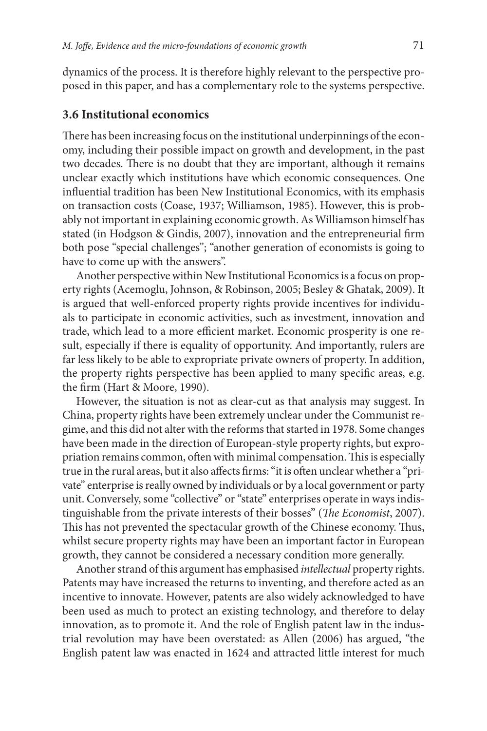dynamics of the process. It is therefore highly relevant to the perspective proposed in this paper, and has a complementary role to the systems perspective.

### 3.6 Institutional economics

There has been increasing focus on the institutional underpinnings of the economy, including their possible impact on growth and development, in the past two decades. There is no doubt that they are important, although it remains unclear exactly which institutions have which economic consequences. One influential tradition has been New Institutional Economics, with its emphasis on transaction costs (Coase, 1937; Williamson, 1985). However, this is probably not important in explaining economic growth. As Williamson himself has stated (in Hodgson & Gindis, 2007), innovation and the entrepreneurial firm both pose "special challenges"; "another generation of economists is going to have to come up with the answers".

Another perspective within New Institutional Economics is a focus on property rights (Acemoglu, Johnson, & Robinson, 2005; Besley & Ghatak, 2009). It is argued that well-enforced property rights provide incentives for individuals to participate in economic activities, such as investment, innovation and trade, which lead to a more efficient market. Economic prosperity is one result, especially if there is equality of opportunity. And importantly, rulers are far less likely to be able to expropriate private owners of property. In addition, the property rights perspective has been applied to many specific areas, e.g. the firm (Hart & Moore, 1990).

However, the situation is not as clear-cut as that analysis may suggest. In China, property rights have been extremely unclear under the Communist regime, and this did not alter with the reforms that started in 1978. Some changes have been made in the direction of European-style property rights, but expropriation remains common, often with minimal compensation. This is especially true in the rural areas, but it also affects firms: "it is often unclear whether a "private" enterprise is really owned by individuals or by a local government or party unit. Conversely, some "collective" or "state" enterprises operate in ways indistinguishable from the private interests of their bosses" (*The Economist*, 2007). This has not prevented the spectacular growth of the Chinese economy. Thus, whilst secure property rights may have been an important factor in European growth, they cannot be considered a necessary condition more generally.

Another strand of this argument has emphasised *intellectual* property rights. Patents may have increased the returns to inventing, and therefore acted as an incentive to innovate. However, patents are also widely acknowledged to have been used as much to protect an existing technology, and therefore to delay innovation, as to promote it. And the role of English patent law in the industrial revolution may have been overstated: as Allen (2006) has argued, "the English patent law was enacted in 1624 and attracted little interest for much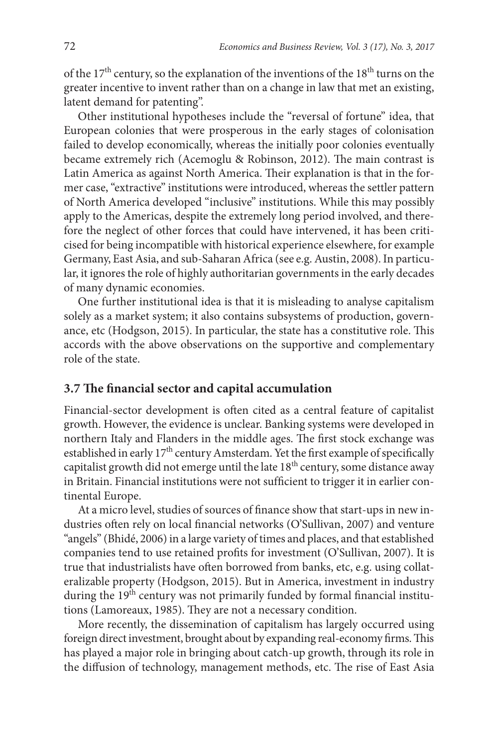of the 17th century, so the explanation of the inventions of the 18th turns on the greater incentive to invent rather than on a change in law that met an existing, latent demand for patenting".

Other institutional hypotheses include the "reversal of fortune" idea, that European colonies that were prosperous in the early stages of colonisation failed to develop economically, whereas the initially poor colonies eventually became extremely rich (Acemoglu & Robinson, 2012). The main contrast is Latin America as against North America. Their explanation is that in the former case, "extractive" institutions were introduced, whereas the settler pattern of North America developed "inclusive" institutions. While this may possibly apply to the Americas, despite the extremely long period involved, and therefore the neglect of other forces that could have intervened, it has been criticised for being incompatible with historical experience elsewhere, for example Germany, East Asia, and sub-Saharan Africa (see e.g. Austin, 2008). In particular, it ignores the role of highly authoritarian governments in the early decades of many dynamic economies.

One further institutional idea is that it is misleading to analyse capitalism solely as a market system; it also contains subsystems of production, governance, etc (Hodgson, 2015). In particular, the state has a constitutive role. This accords with the above observations on the supportive and complementary role of the state.

### 3.7 The financial sector and capital accumulation

Financial-sector development is often cited as a central feature of capitalist growth. However, the evidence is unclear. Banking systems were developed in northern Italy and Flanders in the middle ages. The first stock exchange was established in early 17th century Amsterdam. Yet the first example of specifically capitalist growth did not emerge until the late 18th century, some distance away in Britain. Financial institutions were not sufficient to trigger it in earlier continental Europe.

At a micro level, studies of sources of finance show that start-ups in new industries often rely on local financial networks (O'Sullivan, 2007) and venture "angels" (Bhidé, 2006) in a large variety of times and places, and that established companies tend to use retained profits for investment (O'Sullivan, 2007). It is true that industrialists have often borrowed from banks, etc, e.g. using collateralizable property (Hodgson, 2015). But in America, investment in industry during the 19th century was not primarily funded by formal financial institutions (Lamoreaux, 1985). They are not a necessary condition.

More recently, the dissemination of capitalism has largely occurred using foreign direct investment, brought about by expanding real-economy firms. This has played a major role in bringing about catch-up growth, through its role in the diffusion of technology, management methods, etc. The rise of East Asia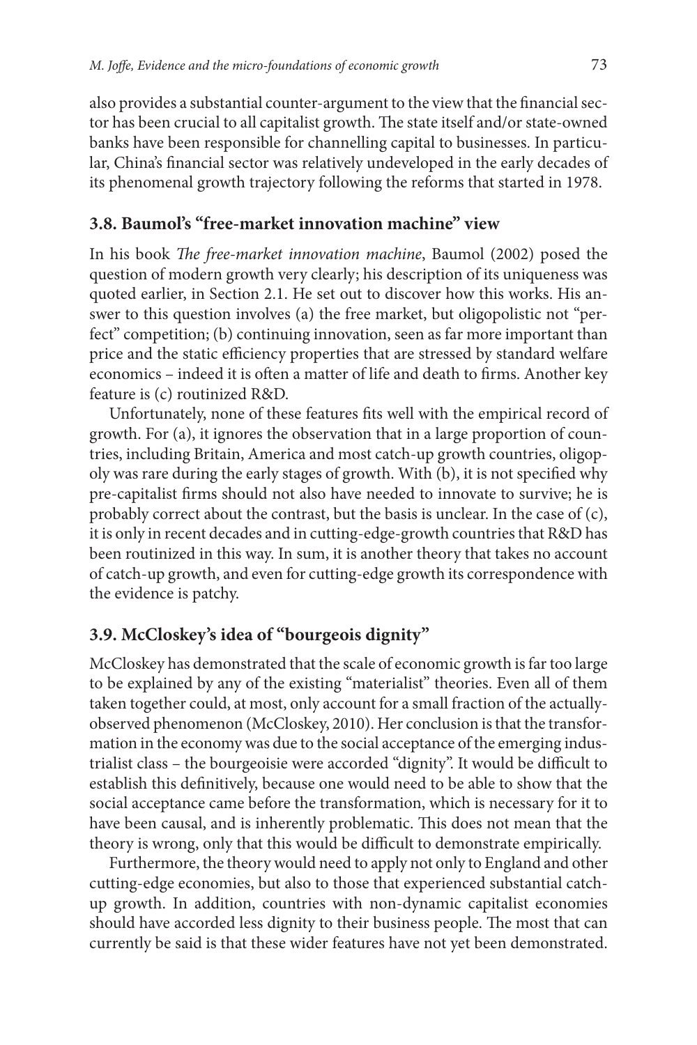also provides a substantial counter-argument to the view that the financial sector has been crucial to all capitalist growth. The state itself and/or state-owned banks have been responsible for channelling capital to businesses. In particular, China's financial sector was relatively undeveloped in the early decades of its phenomenal growth trajectory following the reforms that started in 1978.

### 3.8. Baumol's "free-market innovation machine" view

In his book *The free-market innovation machine*, Baumol (2002) posed the question of modern growth very clearly; his description of its uniqueness was quoted earlier, in Section 2.1. He set out to discover how this works. His answer to this question involves (a) the free market, but oligopolistic not "perfect" competition; (b) continuing innovation, seen as far more important than price and the static efficiency properties that are stressed by standard welfare economics – indeed it is often a matter of life and death to firms. Another key feature is (c) routinized R&D.

Unfortunately, none of these features fits well with the empirical record of growth. For (a), it ignores the observation that in a large proportion of countries, including Britain, America and most catch-up growth countries, oligopoly was rare during the early stages of growth. With (b), it is not specified why pre-capitalist firms should not also have needed to innovate to survive; he is probably correct about the contrast, but the basis is unclear. In the case of (c), it is only in recent decades and in cutting-edge-growth countries that R&D has been routinized in this way. In sum, it is another theory that takes no account of catch-up growth, and even for cutting-edge growth its correspondence with the evidence is patchy.

### 3.9. McCloskey's idea of "bourgeois dignity"

McCloskey has demonstrated that the scale of economic growth is far too large to be explained by any of the existing "materialist" theories. Even all of them taken together could, at most, only account for a small fraction of the actually-observed phenomenon (McCloskey, 2010). Her conclusion is that the transformation in the economy was due to the social acceptance of the emerging industrialist class – the bourgeoisie were accorded "dignity". It would be difficult to establish this definitively, because one would need to be able to show that the social acceptance came before the transformation, which is necessary for it to have been causal, and is inherently problematic. This does not mean that the theory is wrong, only that this would be difficult to demonstrate empirically.

Furthermore, the theory would need to apply not only to England and other cutting-edge economies, but also to those that experienced substantial catch-up growth. In addition, countries with non-dynamic capitalist economies should have accorded less dignity to their business people. The most that can currently be said is that these wider features have not yet been demonstrated.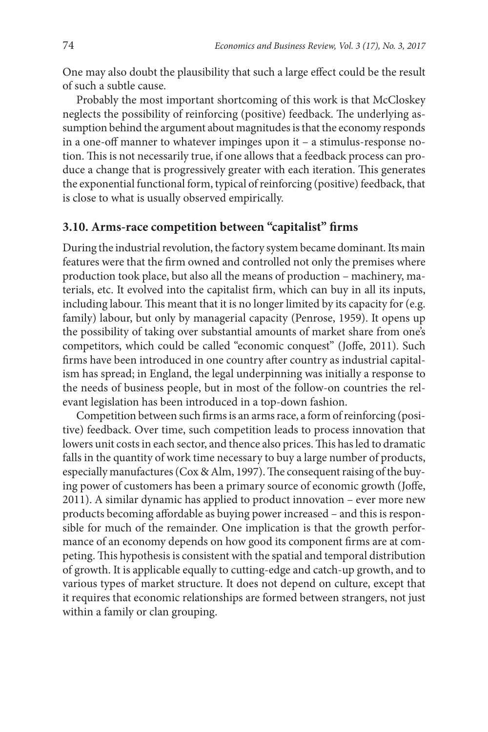One may also doubt the plausibility that such a large effect could be the result of such a subtle cause.

Probably the most important shortcoming of this work is that McCloskey neglects the possibility of reinforcing (positive) feedback. The underlying assumption behind the argument about magnitudes is that the economy responds in a one-off manner to whatever impinges upon it – a stimulus-response notion. This is not necessarily true, if one allows that a feedback process can produce a change that is progressively greater with each iteration. This generates the exponential functional form, typical of reinforcing (positive) feedback, that is close to what is usually observed empirically.

### 3.10. Arms-race competition between "capitalist" firms

During the industrial revolution, the factory system became dominant. Its main features were that the firm owned and controlled not only the premises where production took place, but also all the means of production – machinery, materials, etc. It evolved into the capitalist firm, which can buy in all its inputs, including labour. This meant that it is no longer limited by its capacity for (e.g. family) labour, but only by managerial capacity (Penrose, 1959). It opens up the possibility of taking over substantial amounts of market share from one's competitors, which could be called "economic conquest" (Joffe, 2011). Such firms have been introduced in one country after country as industrial capitalism has spread; in England, the legal underpinning was initially a response to the needs of business people, but in most of the follow-on countries the relevant legislation has been introduced in a top-down fashion.

Competition between such firms is an arms race, a form of reinforcing (positive) feedback. Over time, such competition leads to process innovation that lowers unit costs in each sector, and thence also prices. This has led to dramatic falls in the quantity of work time necessary to buy a large number of products, especially manufactures (Cox & Alm, 1997). The consequent raising of the buying power of customers has been a primary source of economic growth (Joffe, 2011). A similar dynamic has applied to product innovation – ever more new products becoming affordable as buying power increased – and this is responsible for much of the remainder. One implication is that the growth performance of an economy depends on how good its component firms are at competing. This hypothesis is consistent with the spatial and temporal distribution of growth. It is applicable equally to cutting-edge and catch-up growth, and to various types of market structure. It does not depend on culture, except that it requires that economic relationships are formed between strangers, not just within a family or clan grouping.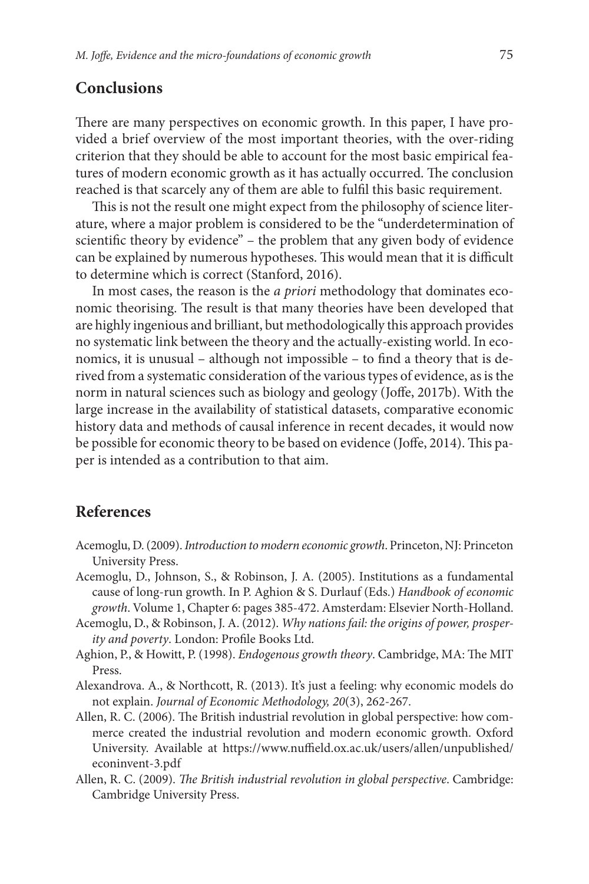## Conclusions

There are many perspectives on economic growth. In this paper, I have provided a brief overview of the most important theories, with the over-riding criterion that they should be able to account for the most basic empirical features of modern economic growth as it has actually occurred. The conclusion reached is that scarcely any of them are able to fulfil this basic requirement.

This is not the result one might expect from the philosophy of science literature, where a major problem is considered to be the "underdetermination of scientific theory by evidence" – the problem that any given body of evidence can be explained by numerous hypotheses. This would mean that it is difficult to determine which is correct (Stanford, 2016).

In most cases, the reason is the *a priori* methodology that dominates economic theorising. The result is that many theories have been developed that are highly ingenious and brilliant, but methodologically this approach provides no systematic link between the theory and the actually-existing world. In economics, it is unusual – although not impossible – to find a theory that is derived from a systematic consideration of the various types of evidence, as is the norm in natural sciences such as biology and geology (Joffe, 2017b). With the large increase in the availability of statistical datasets, comparative economic history data and methods of causal inference in recent decades, it would now be possible for economic theory to be based on evidence (Joffe, 2014). This paper is intended as a contribution to that aim.

## References

Acemoglu, D. (2009). *Introduction to modern economic growth*. Princeton, NJ: Princeton University Press.

Acemoglu, D., Johnson, S., & Robinson, J. A. (2005). Institutions as a fundamental cause of long-run growth. In P. Aghion & S. Durlauf (Eds.) *Handbook of economic growth*. Volume 1, Chapter 6: pages 385-472. Amsterdam: Elsevier North-Holland.

Acemoglu, D., & Robinson, J. A. (2012). *Why nations fail: the origins of power, prosperity and poverty*. London: Profile Books Ltd.

Aghion, P., & Howitt, P. (1998). *Endogenous growth theory*. Cambridge, MA: The MIT Press.

Alexandrova. A., & Northcott, R. (2013). It's just a feeling: why economic models do not explain. *Journal of Economic Methodology, 20*(3), 262-267.

Allen, R. C. (2006). The British industrial revolution in global perspective: how commerce created the industrial revolution and modern economic growth. Oxford University. Available at https://www.nuffield.ox.ac.uk/users/allen/unpublished/econinvent-3.pdf

Allen, R. C. (2009). *The British industrial revolution in global perspective*. Cambridge: Cambridge University Press.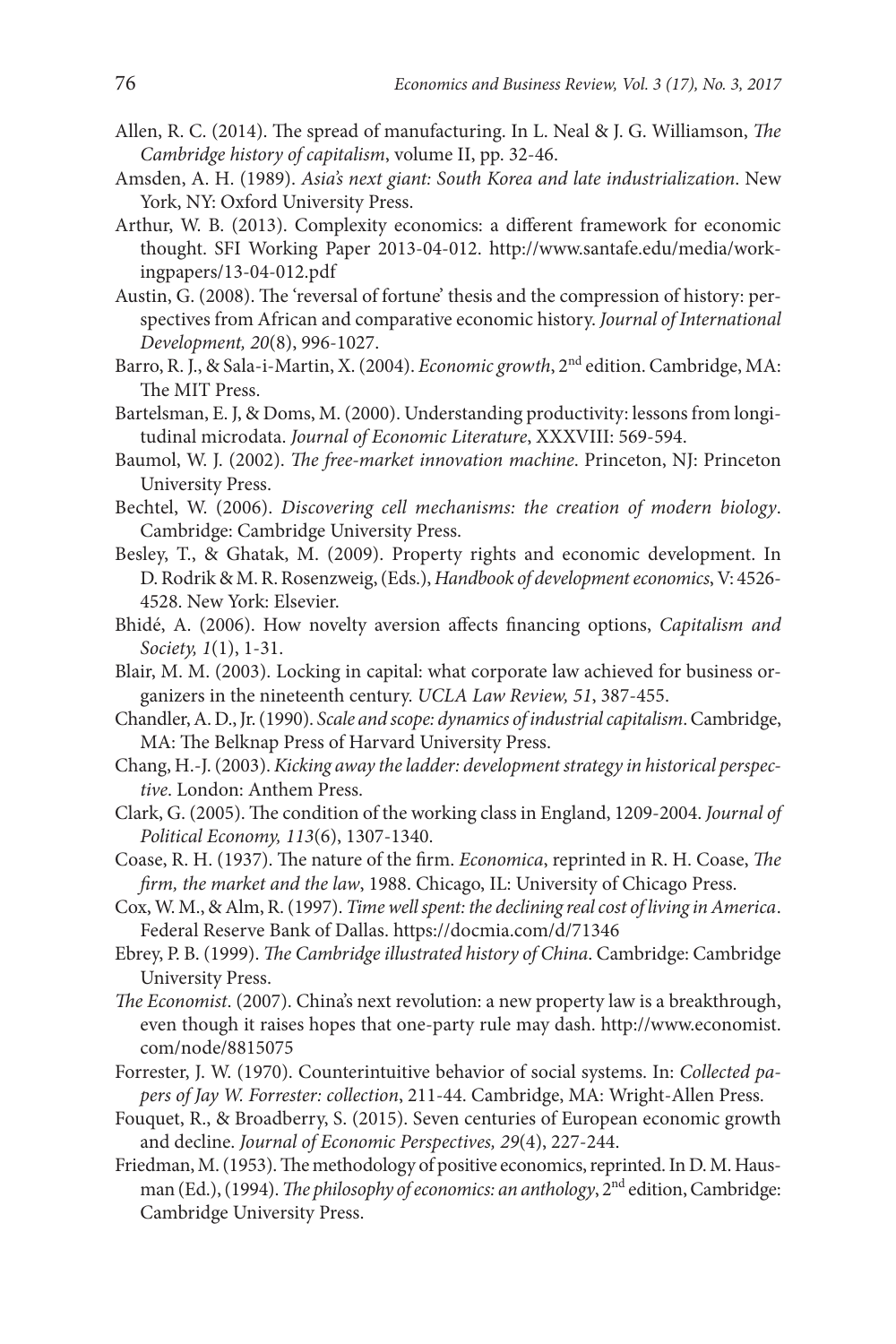Allen, R. C. (2014). The spread of manufacturing. In L. Neal & J. G. Williamson, *The Cambridge history of capitalism*, volume II, pp. 32-46.

Amsden, A. H. (1989). *Asia's next giant: South Korea and late industrialization*. New York, NY: Oxford University Press.

Arthur, W. B. (2013). Complexity economics: a different framework for economic thought. SFI Working Paper 2013-04-012. http://www.santafe.edu/media/workingpapers/13-04-012.pdf

Austin, G. (2008). The 'reversal of fortune' thesis and the compression of history: perspectives from African and comparative economic history. *Journal of International Development, 20*(8), 996-1027.

Barro, R. J., & Sala-i-Martin, X. (2004). *Economic growth*, 2nd edition. Cambridge, MA: The MIT Press.

Bartelsman, E. J, & Doms, M. (2000). Understanding productivity: lessons from longitudinal microdata. *Journal of Economic Literature*, XXXVIII: 569-594.

Baumol, W. J. (2002). *The free-market innovation machine*. Princeton, NJ: Princeton University Press.

Bechtel, W. (2006). *Discovering cell mechanisms: the creation of modern biology*. Cambridge: Cambridge University Press.

Besley, T., & Ghatak, M. (2009). Property rights and economic development. In D. Rodrik & M. R. Rosenzweig, (Eds.), *Handbook of development economics*, V: 4526-4528. New York: Elsevier.

Bhidé, A. (2006). How novelty aversion affects financing options, *Capitalism and Society, 1*(1), 1-31.

Blair, M. M. (2003). Locking in capital: what corporate law achieved for business organizers in the nineteenth century. *UCLA Law Review, 51*, 387-455.

Chandler, A. D., Jr. (1990). *Scale and scope: dynamics of industrial capitalism*. Cambridge, MA: The Belknap Press of Harvard University Press.

Chang, H.-J. (2003). *Kicking away the ladder: development strategy in historical perspective*. London: Anthem Press.

Clark, G. (2005). The condition of the working class in England, 1209-2004. *Journal of Political Economy, 113*(6), 1307-1340.

Coase, R. H. (1937). The nature of the firm. *Economica*, reprinted in R. H. Coase, *The firm, the market and the law*, 1988. Chicago, IL: University of Chicago Press.

Cox, W. M., & Alm, R. (1997). *Time well spent: the declining real cost of living in America*. Federal Reserve Bank of Dallas. https://docmia.com/d/71346

Ebrey, P. B. (1999). *The Cambridge illustrated history of China*. Cambridge: Cambridge University Press.

*The Economist*. (2007). China's next revolution: a new property law is a breakthrough, even though it raises hopes that one-party rule may dash. http://www.economist.com/node/8815075

Forrester, J. W. (1970). Counterintuitive behavior of social systems. In: *Collected papers of Jay W. Forrester: collection*, 211-44. Cambridge, MA: Wright-Allen Press.

Fouquet, R., & Broadberry, S. (2015). Seven centuries of European economic growth and decline. *Journal of Economic Perspectives, 29*(4), 227-244.

Friedman, M. (1953). The methodology of positive economics, reprinted. In D. M. Hausman (Ed.), (1994). *The philosophy of economics: an anthology*, 2nd edition, Cambridge: Cambridge University Press.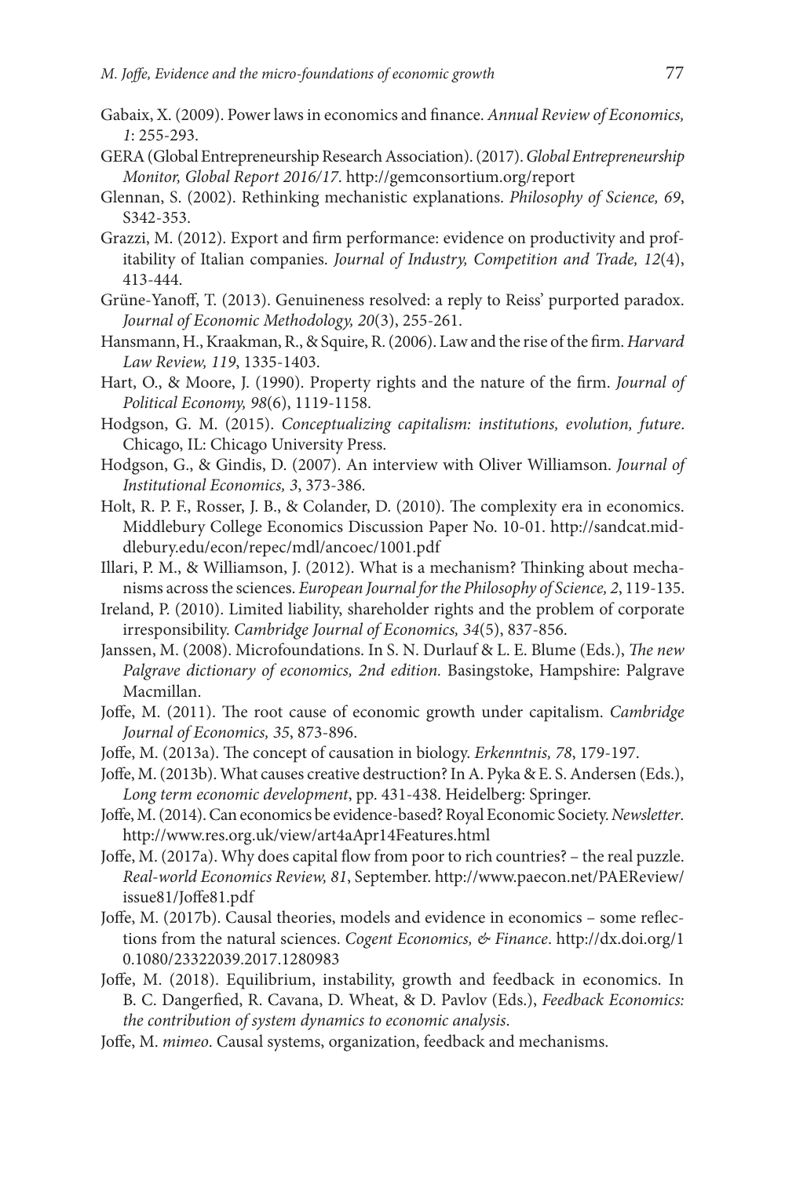Gabaix, X. (2009). Power laws in economics and finance. *Annual Review of Economics, 1*: 255-293.

GERA (Global Entrepreneurship Research Association). (2017). *Global Entrepreneurship Monitor, Global Report 2016/17*. http://gemconsortium.org/report

Glennan, S. (2002). Rethinking mechanistic explanations. *Philosophy of Science, 69*, S342-353.

Grazzi, M. (2012). Export and firm performance: evidence on productivity and profitability of Italian companies. *Journal of Industry, Competition and Trade, 12*(4), 413-444.

Grüne-Yanoff, T. (2013). Genuineness resolved: a reply to Reiss' purported paradox. *Journal of Economic Methodology, 20*(3), 255-261.

Hansmann, H., Kraakman, R., & Squire, R. (2006). Law and the rise of the firm. *Harvard Law Review, 119*, 1335-1403.

Hart, O., & Moore, J. (1990). Property rights and the nature of the firm. *Journal of Political Economy, 98*(6), 1119-1158.

Hodgson, G. M. (2015). *Conceptualizing capitalism: institutions, evolution, future*. Chicago, IL: Chicago University Press.

Hodgson, G., & Gindis, D. (2007). An interview with Oliver Williamson. *Journal of Institutional Economics, 3*, 373-386.

Holt, R. P. F., Rosser, J. B., & Colander, D. (2010). The complexity era in economics. Middlebury College Economics Discussion Paper No. 10-01. http://sandcat.middlebury.edu/econ/repec/mdl/ancoec/1001.pdf

Illari, P. M., & Williamson, J. (2012). What is a mechanism? Thinking about mechanisms across the sciences. *European Journal for the Philosophy of Science, 2*, 119-135.

Ireland, P. (2010). Limited liability, shareholder rights and the problem of corporate irresponsibility. *Cambridge Journal of Economics, 34*(5), 837-856.

Janssen, M. (2008). Microfoundations. In S. N. Durlauf & L. E. Blume (Eds.), *The new Palgrave dictionary of economics, 2nd edition.* Basingstoke, Hampshire: Palgrave Macmillan.

Joffe, M. (2011). The root cause of economic growth under capitalism. *Cambridge Journal of Economics, 35*, 873-896.

Joffe, M. (2013a). The concept of causation in biology. *Erkenntnis, 78*, 179-197.

Joffe, M. (2013b). What causes creative destruction? In A. Pyka & E. S. Andersen (Eds.), *Long term economic development*, pp. 431-438. Heidelberg: Springer.

Joffe, M. (2014). Can economics be evidence-based? Royal Economic Society. *Newsletter*. http://www.res.org.uk/view/art4aApr14Features.html

Joffe, M. (2017a). Why does capital flow from poor to rich countries? – the real puzzle. *Real-world Economics Review, 81*, September. http://www.paecon.net/PAEReview/issue81/Joffe81.pdf

Joffe, M. (2017b). Causal theories, models and evidence in economics – some reflections from the natural sciences. *Cogent Economics, & Finance*. http://dx.doi.org/10.1080/23322039.2017.1280983

Joffe, M. (2018). Equilibrium, instability, growth and feedback in economics. In B. C. Dangerfied, R. Cavana, D. Wheat, & D. Pavlov (Eds.), *Feedback Economics: the contribution of system dynamics to economic analysis*.

Joffe, M. *mimeo*. Causal systems, organization, feedback and mechanisms.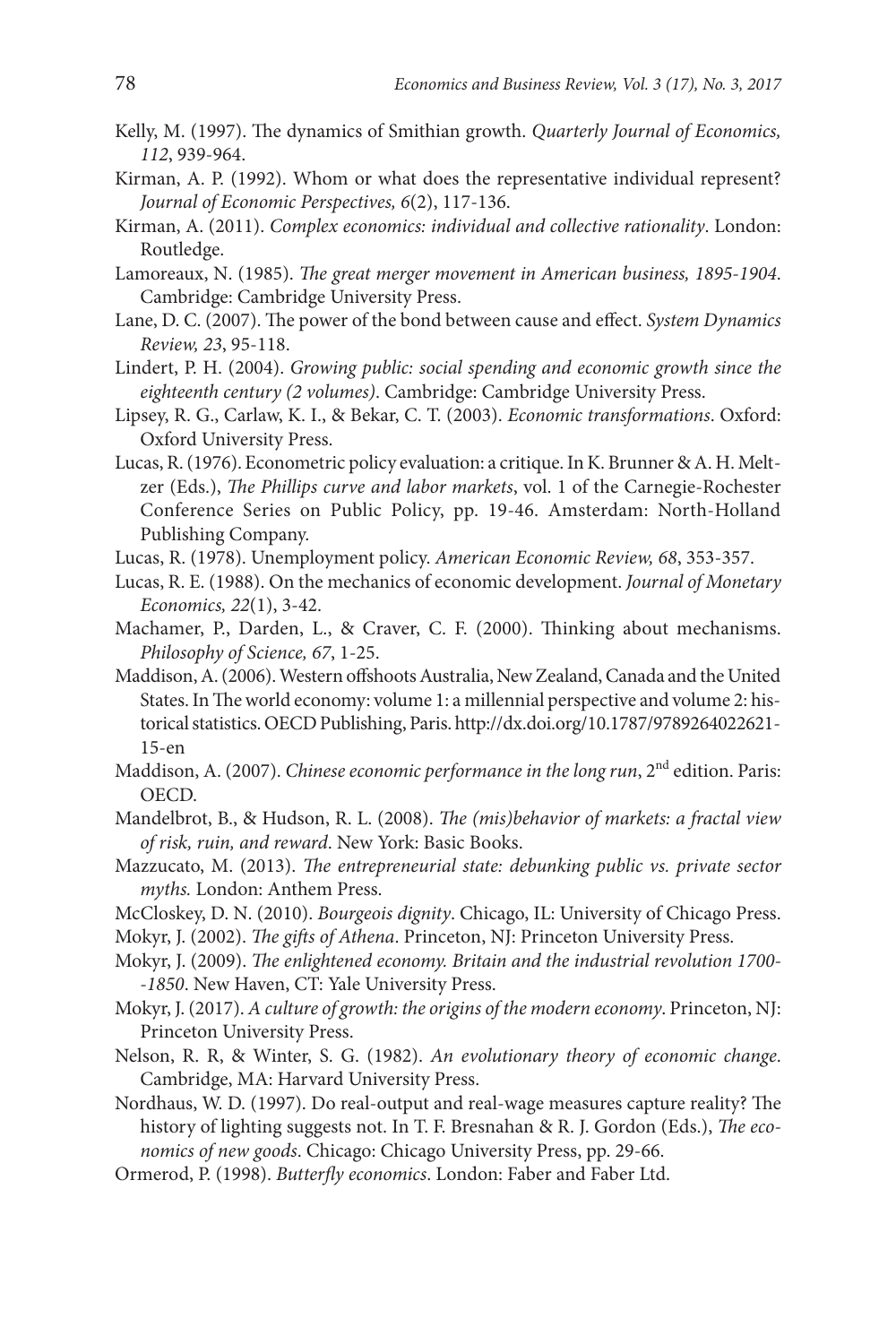Kelly, M. (1997). The dynamics of Smithian growth. *Quarterly Journal of Economics, 112*, 939-964.

Kirman, A. P. (1992). Whom or what does the representative individual represent? *Journal of Economic Perspectives, 6*(2), 117-136.

Kirman, A. (2011). *Complex economics: individual and collective rationality*. London: Routledge.

Lamoreaux, N. (1985). *The great merger movement in American business, 1895-1904*. Cambridge: Cambridge University Press.

Lane, D. C. (2007). The power of the bond between cause and effect. *System Dynamics Review, 23*, 95-118.

Lindert, P. H. (2004). *Growing public: social spending and economic growth since the eighteenth century (2 volumes)*. Cambridge: Cambridge University Press.

Lipsey, R. G., Carlaw, K. I., & Bekar, C. T. (2003). *Economic transformations*. Oxford: Oxford University Press.

Lucas, R. (1976). Econometric policy evaluation: a critique. In K. Brunner & A. H. Meltzer (Eds.), *The Phillips curve and labor markets*, vol. 1 of the Carnegie-Rochester Conference Series on Public Policy, pp. 19-46. Amsterdam: North-Holland Publishing Company.

Lucas, R. (1978). Unemployment policy. *American Economic Review, 68*, 353-357.

Lucas, R. E. (1988). On the mechanics of economic development. *Journal of Monetary Economics, 22*(1), 3-42.

Machamer, P., Darden, L., & Craver, C. F. (2000). Thinking about mechanisms. *Philosophy of Science, 67*, 1-25.

Maddison, A. (2006). Western offshoots Australia, New Zealand, Canada and the United States. In The world economy: volume 1: a millennial perspective and volume 2: historical statistics. OECD Publishing, Paris. http://dx.doi.org/10.1787/9789264022621-15-en

Maddison, A. (2007). *Chinese economic performance in the long run*, 2nd edition. Paris: OECD.

Mandelbrot, B., & Hudson, R. L. (2008). *The (mis)behavior of markets: a fractal view of risk, ruin, and reward*. New York: Basic Books.

Mazzucato, M. (2013). *The entrepreneurial state: debunking public vs. private sector myths.* London: Anthem Press.

McCloskey, D. N. (2010). *Bourgeois dignity*. Chicago, IL: University of Chicago Press.

Mokyr, J. (2002). *The gifts of Athena*. Princeton, NJ: Princeton University Press.

Mokyr, J. (2009). *The enlightened economy. Britain and the industrial revolution 1700--1850*. New Haven, CT: Yale University Press.

Mokyr, J. (2017). *A culture of growth: the origins of the modern economy*. Princeton, NJ: Princeton University Press.

Nelson, R. R, & Winter, S. G. (1982). *An evolutionary theory of economic change*. Cambridge, MA: Harvard University Press.

Nordhaus, W. D. (1997). Do real-output and real-wage measures capture reality? The history of lighting suggests not. In T. F. Bresnahan & R. J. Gordon (Eds.), *The economics of new goods*. Chicago: Chicago University Press, pp. 29-66.

Ormerod, P. (1998). *Butterfly economics*. London: Faber and Faber Ltd.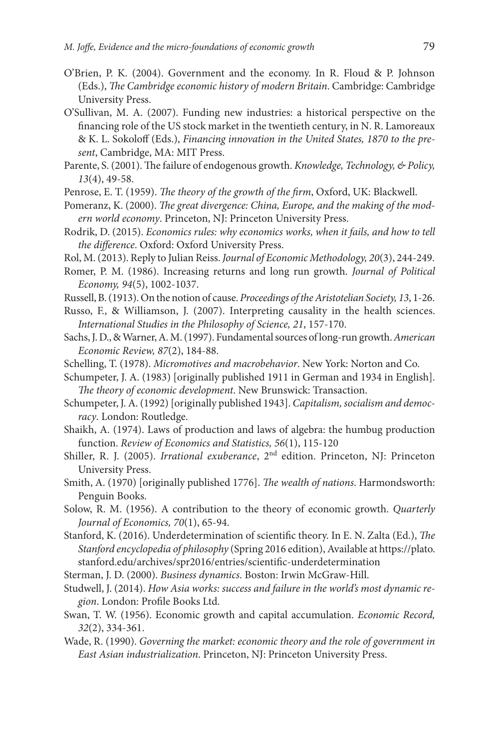O'Brien, P. K. (2004). Government and the economy. In R. Floud & P. Johnson (Eds.), *The Cambridge economic history of modern Britain*. Cambridge: Cambridge University Press.

O'Sullivan, M. A. (2007). Funding new industries: a historical perspective on the financing role of the US stock market in the twentieth century, in N. R. Lamoreaux & K. L. Sokoloff (Eds.), *Financing innovation in the United States, 1870 to the present*, Cambridge, MA: MIT Press.

Parente, S. (2001). The failure of endogenous growth. *Knowledge, Technology, & Policy, 13*(4), 49-58.

Penrose, E. T. (1959). *The theory of the growth of the firm*, Oxford, UK: Blackwell.

Pomeranz, K. (2000). *The great divergence: China, Europe, and the making of the modern world economy*. Princeton, NJ: Princeton University Press.

Rodrik, D. (2015). *Economics rules: why economics works, when it fails, and how to tell the difference*. Oxford: Oxford University Press.

Rol, M. (2013). Reply to Julian Reiss. *Journal of Economic Methodology, 20*(3), 244-249.

Romer, P. M. (1986). Increasing returns and long run growth. *Journal of Political Economy, 94*(5), 1002-1037.

Russell, B. (1913). On the notion of cause. *Proceedings of the Aristotelian Society, 13*, 1-26.

Russo, F., & Williamson, J. (2007). Interpreting causality in the health sciences. *International Studies in the Philosophy of Science, 21*, 157-170.

Sachs, J. D., & Warner, A. M. (1997). Fundamental sources of long-run growth. *American Economic Review, 87*(2), 184-88.

Schelling, T. (1978). *Micromotives and macrobehavior*. New York: Norton and Co.

Schumpeter, J. A. (1983) [originally published 1911 in German and 1934 in English]. *The theory of economic development*. New Brunswick: Transaction.

Schumpeter, J. A. (1992) [originally published 1943]. *Capitalism, socialism and democracy*. London: Routledge.

Shaikh, A. (1974). Laws of production and laws of algebra: the humbug production function. *Review of Economics and Statistics, 56*(1), 115-120

Shiller, R. J. (2005). *Irrational exuberance*, 2nd edition. Princeton, NJ: Princeton University Press.

Smith, A. (1970) [originally published 1776]. *The wealth of nations*. Harmondsworth: Penguin Books.

Solow, R. M. (1956). A contribution to the theory of economic growth. *Quarterly Journal of Economics, 70*(1), 65-94.

Stanford, K. (2016). Underdetermination of scientific theory. In E. N. Zalta (Ed.), *The Stanford encyclopedia of philosophy* (Spring 2016 edition), Available at https://plato.stanford.edu/archives/spr2016/entries/scientific-underdetermination

Sterman, J. D. (2000). *Business dynamics*. Boston: Irwin McGraw-Hill.

Studwell, J. (2014). *How Asia works: success and failure in the world's most dynamic region*. London: Profile Books Ltd.

Swan, T. W. (1956). Economic growth and capital accumulation. *Economic Record, 32*(2), 334-361.

Wade, R. (1990). *Governing the market: economic theory and the role of government in East Asian industrialization*. Princeton, NJ: Princeton University Press.